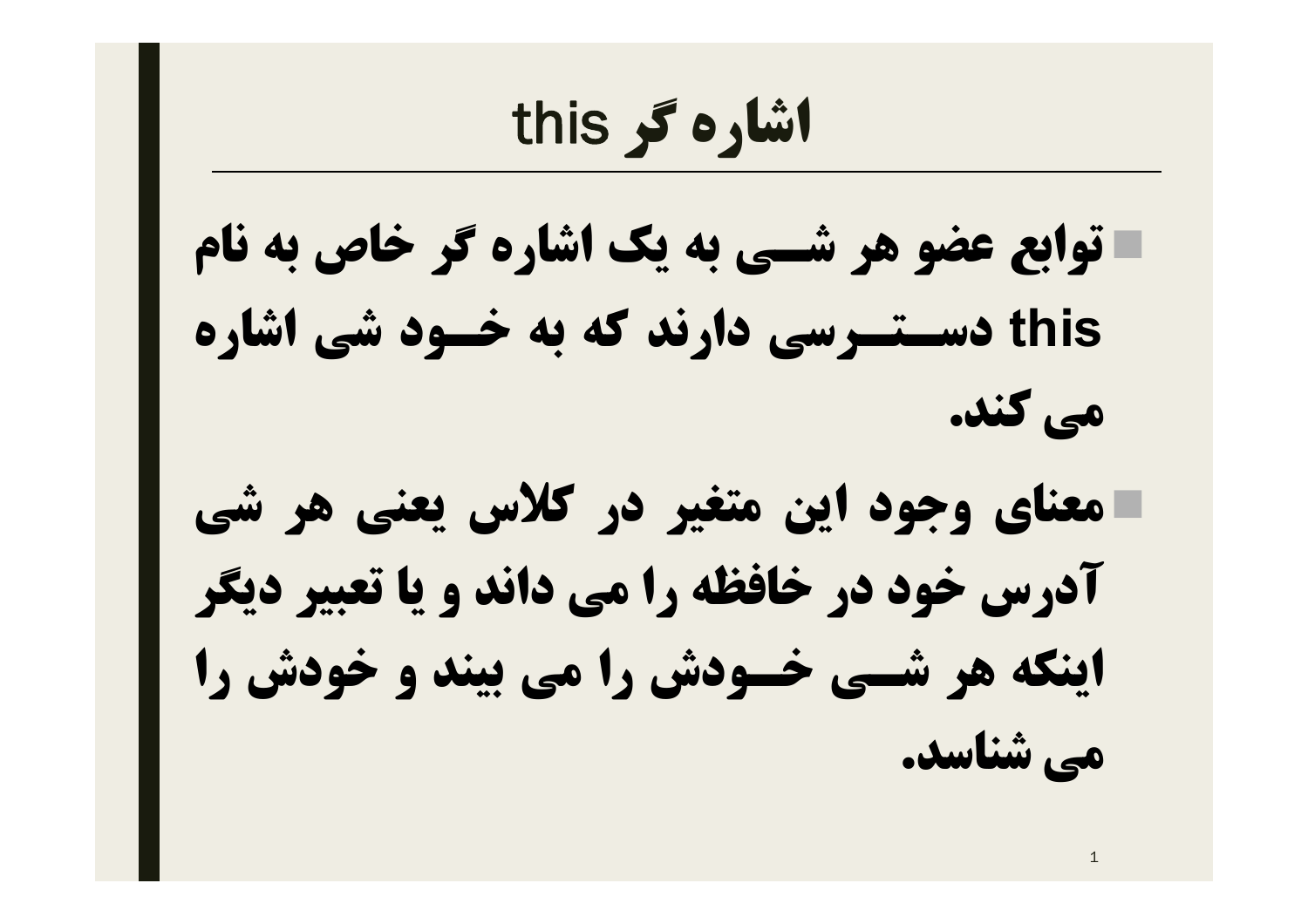# اشاره گر this

- توابع عضو هر شـــی به یک اشاره گر خاص به نام this دســـتـــرسی دارند که به خــود شی اشاره می کند.
- معنای وجود این متغیر در کلاس یعنی هر شی آدرس خود در خافظه را می داند و یا تعبیر دیگر اینکه هر شـــی خــودش را می بیند و خودش را می شناسد.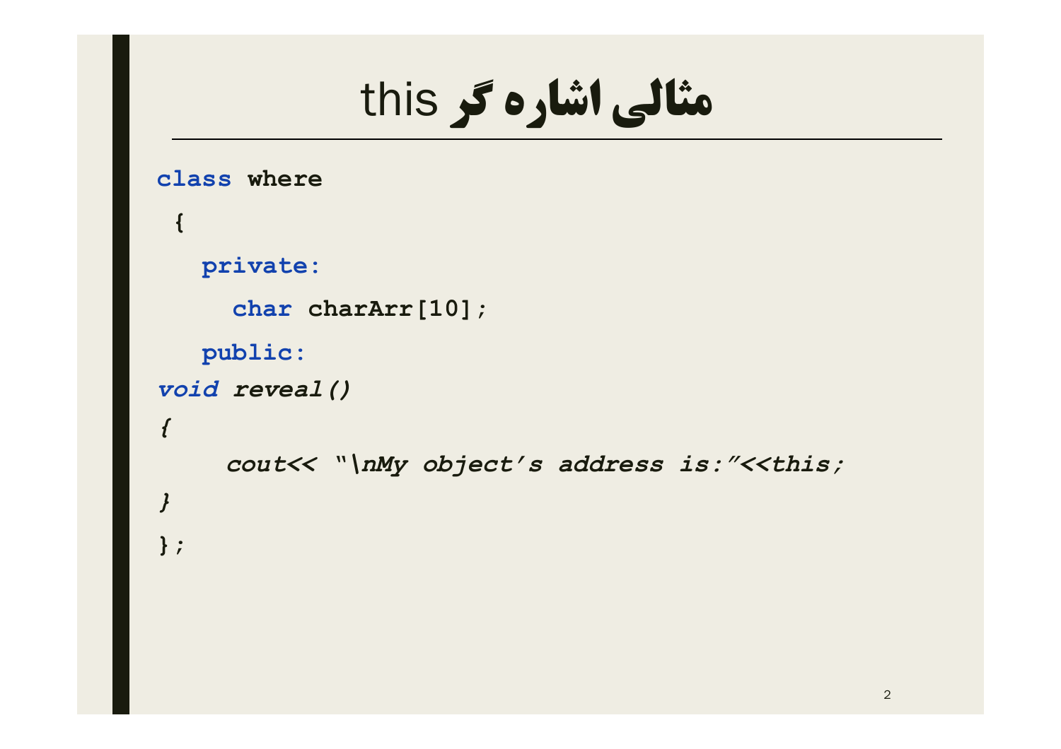# مثالی اشاره گر this

```
class where
 {
   private:
     char charArr[10];
   public:
void reveal()
{
    cout<< "\nMy object’s address is:"<<this;
}
};
```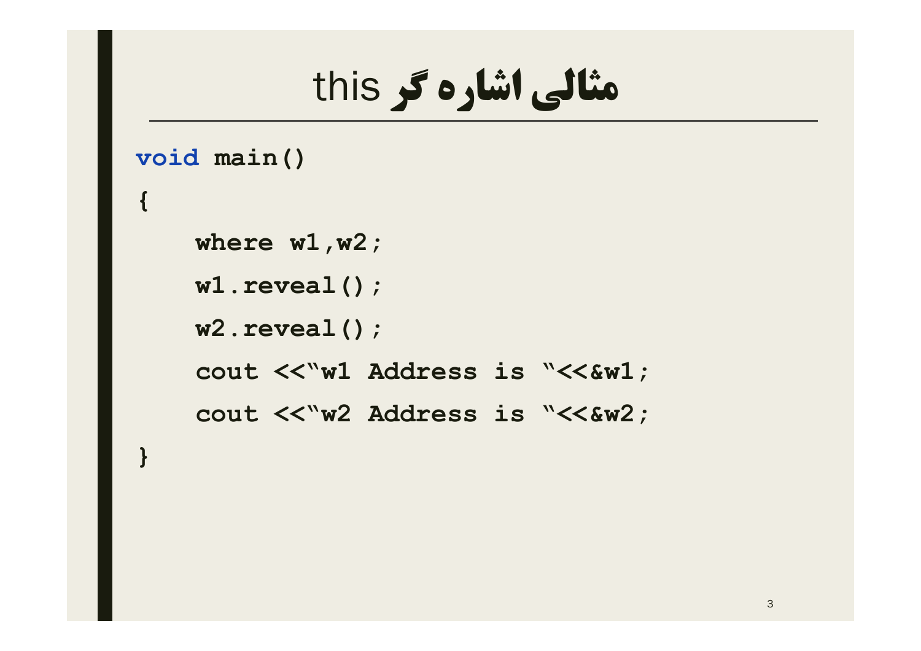# مثالی اشاره گر this

```
void main()
{
    where w1,w2;
    w1.reveal();
    w2.reveal();
    cout <<"w1 Address is "<<&w1;
    cout <<"w2 Address is "<<&w2;
}
```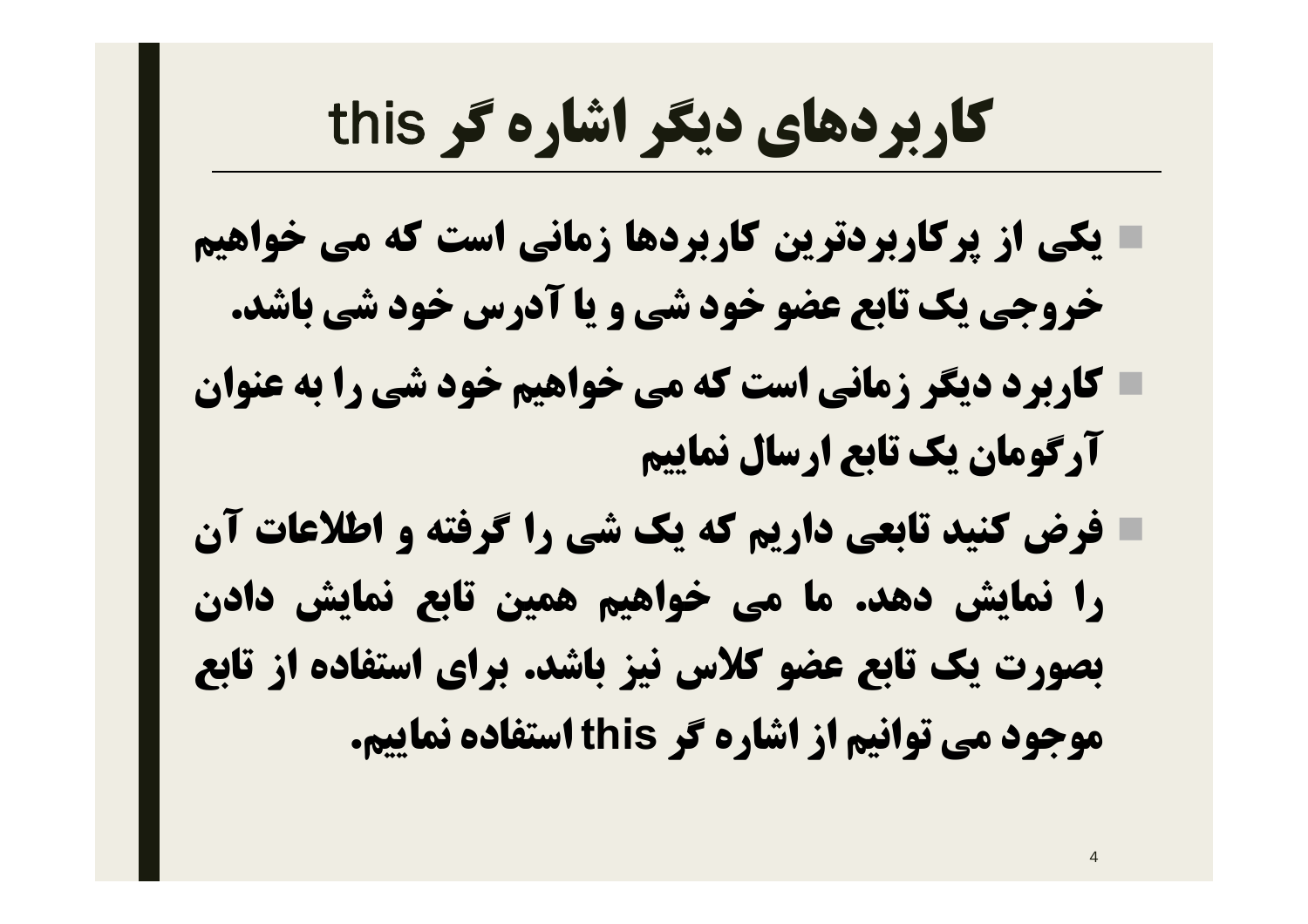# کاربردهای دیگر اشاره گر this

- یکی از پرکاربردترین کاربردها زمانی است که می خواهیم خروجی یک تابع عضو خود شی و یا آدرس خود شی باشد.
- کاربرد دیگر زمانی است که می خواهیم خود شی را به عنوان آرگومان یک تابع ارسال نماییم
- فرض کنید تابعی داریم که یک شی را گرفته و اطلاعات آن را نمایش دهد. ما می خواهیم همین تابع نمایش دادن بصورت یک تابع عضو کلاس نیز باشد. برای استفاده از تابع موجود می توانیم از اشاره گر this استفاده نماییم.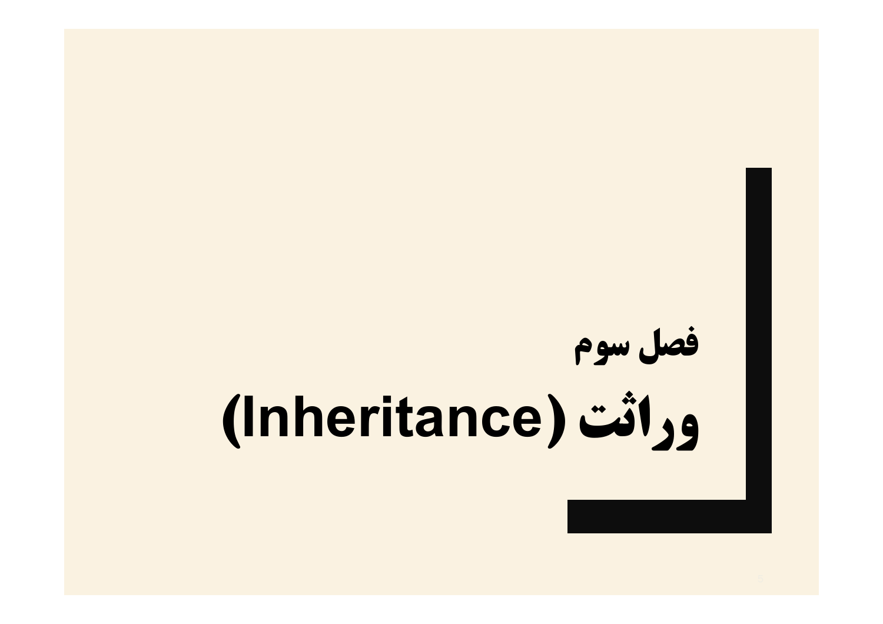# فصل سوم

# وراثت (Inheritance)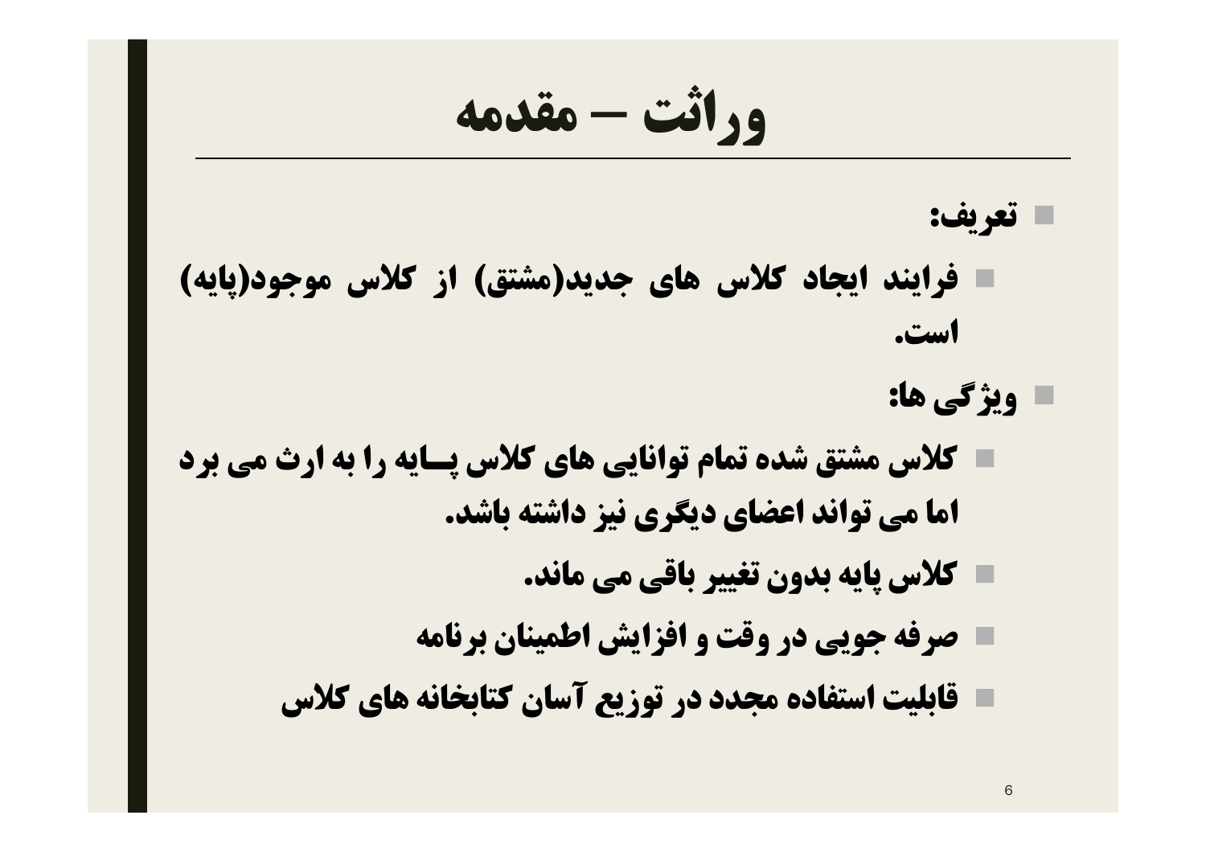# وراثت – مقدمه

- **تعریف:**
  - **فرایند ایجاد کلاس های جدید(مشتق) از کلاس موجود(پایه) است.**
- **ویژگی ها:**
  - **کلاس مشتق شده تمام توانایی های کلاس پـــایه را به ارث می برد اما می تواند اعضای دیگری نیز داشته باشد.**
  - **کلاس پایه بدون تغییر باقی می ماند.**
  - **صرفه جویی در وقت و افزایش اطمینان برنامه**
  - **قابلیت استفاده مجدد در توزیع آسان کتابخانه های کلاس**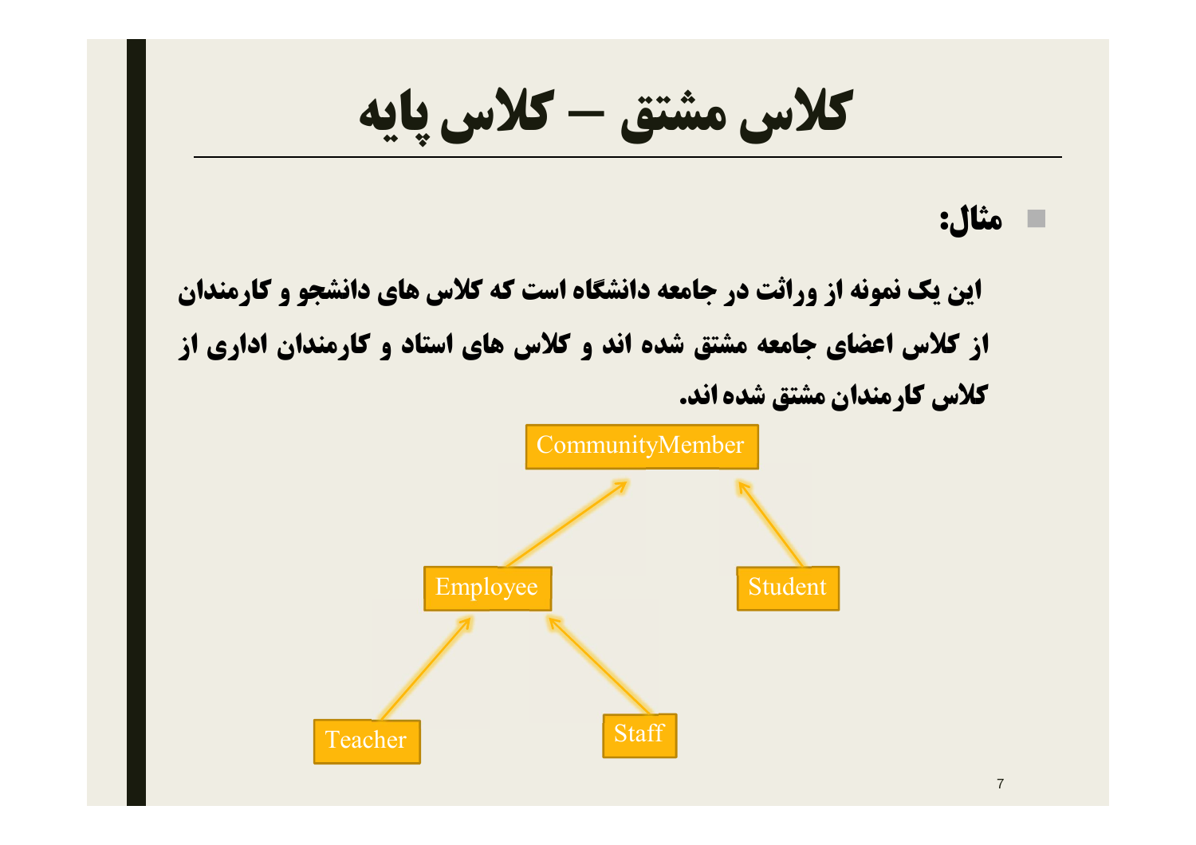# کلاس مشتق – کلاس پایه

- **مثال:**

**این یک نمونه از وراثت در جامعه دانشگاه است که کلاس های دانشجو و کارمندان از کلاس اعضای جامعه مشتق شده اند و کلاس های استاد و کارمندان اداری از کلاس کارمندان مشتق شده اند.**

CommunityMember

Employee

Student

Teacher

Staff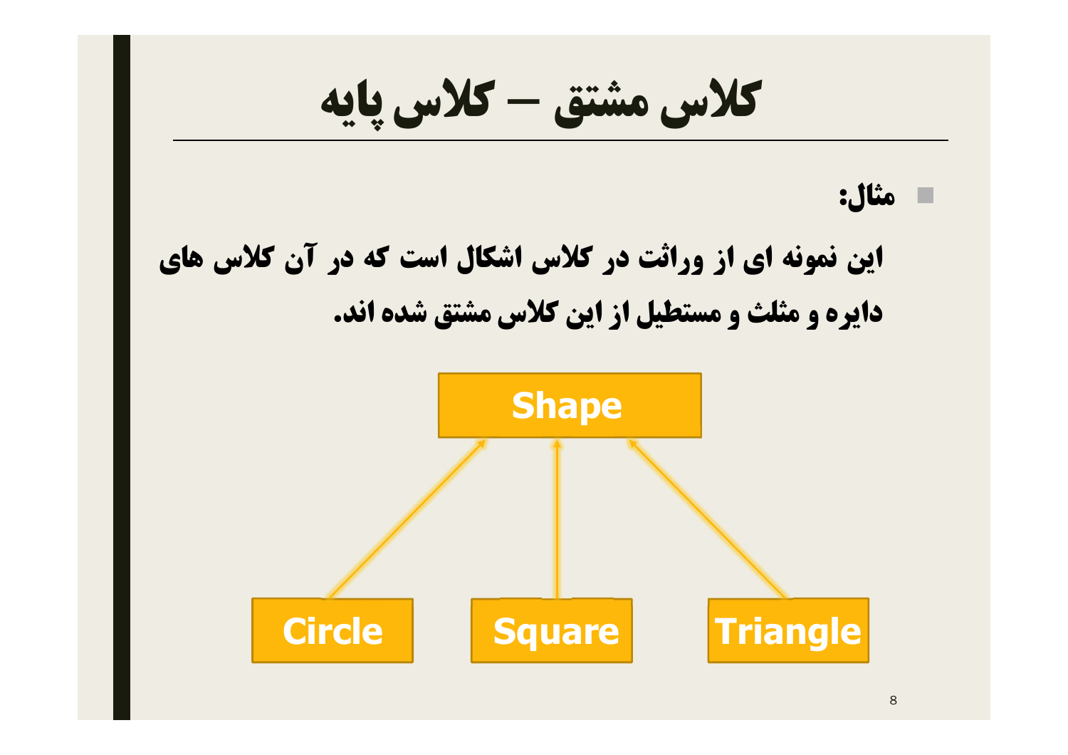# کلاس مشتق – کلاس پایه

- **مثال:**

**این نمونه ای از وراثت در کلاس اشکال است که در آن کلاس های دایره و مثلث و مستطیل از این کلاس مشتق شده اند.**

Shape

Circle | Square | Triangle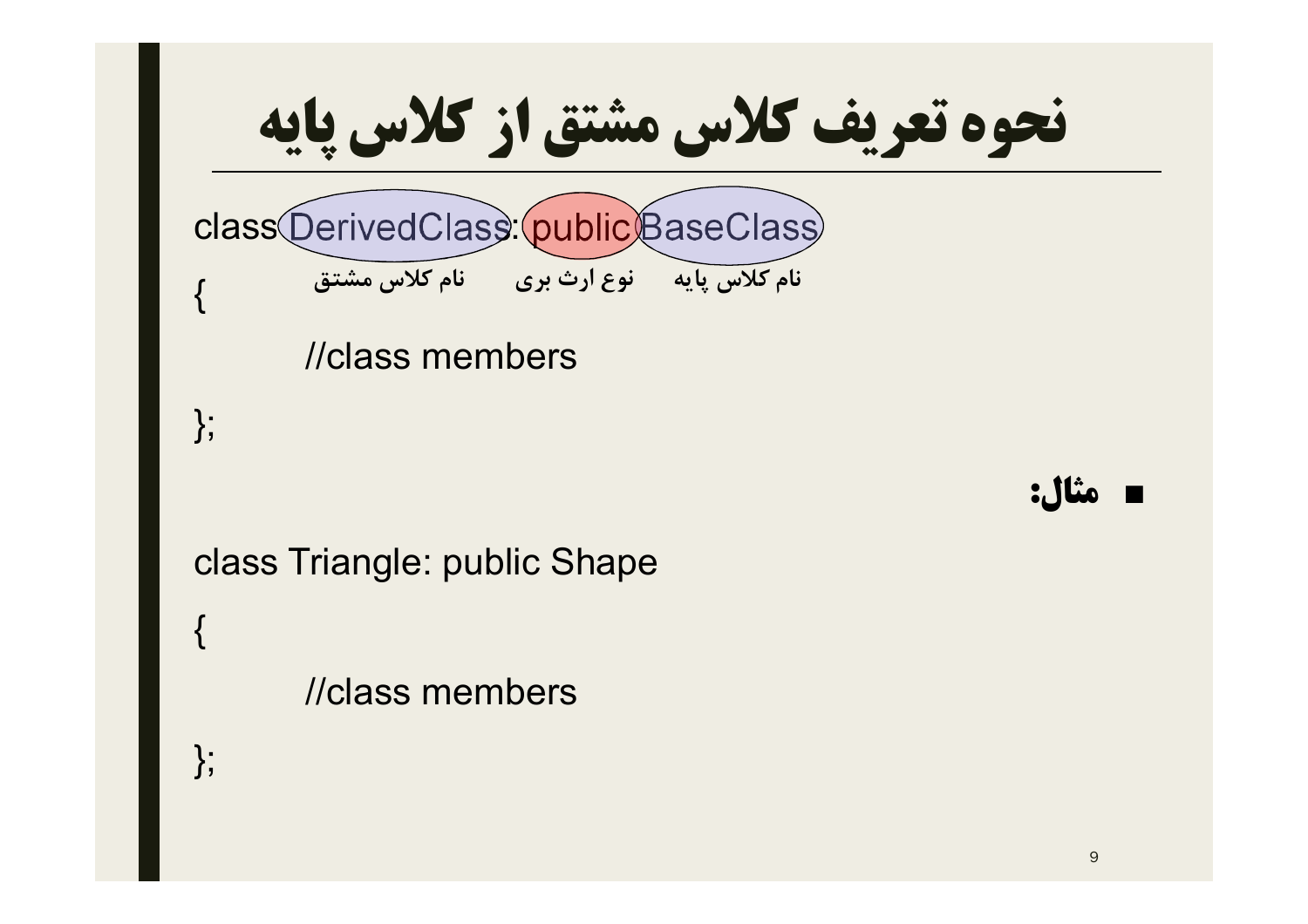# نحوه تعریف کلاس مشتق از کلاس پایه

```
class DerivedClass: public BaseClass
{
        //class members
};
```

- DerivedClass: نام کلاس مشتق
- public: نوع ارث بری
- BaseClass: نام کلاس پایه

- **مثال:**

```
class Triangle: public Shape
{
        //class members
};
```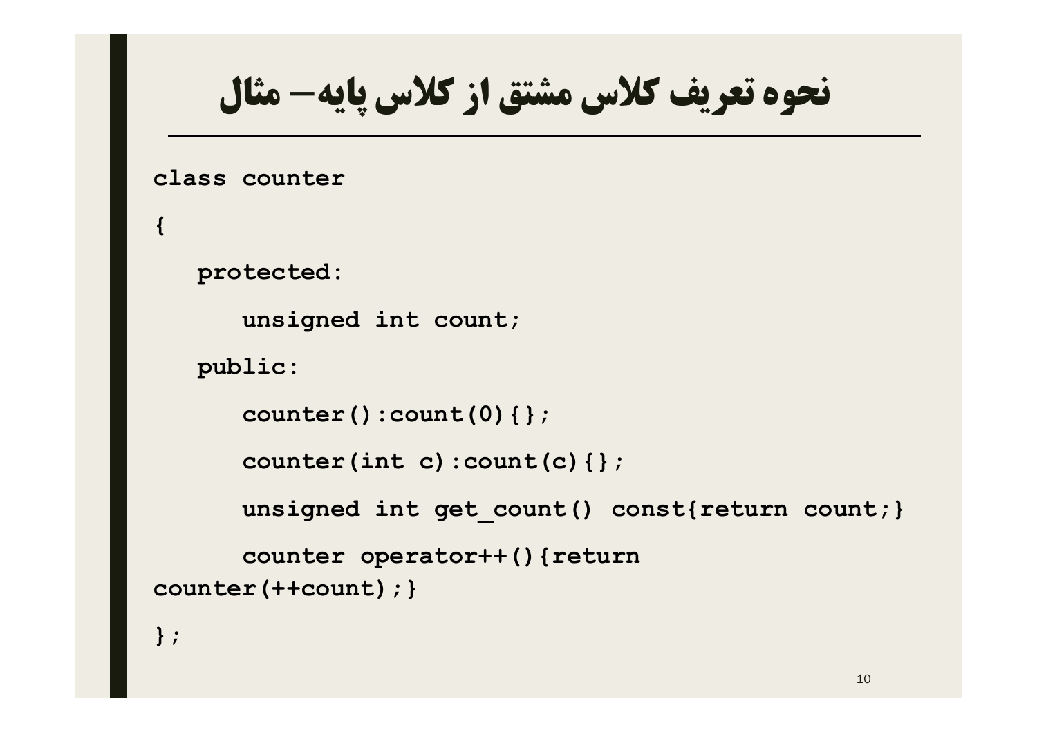# نحوه تعریف کلاس مشتق از کلاس پایه– مثال

```
class counter
{
   protected:
      unsigned int count;
   public:
      counter():count(0){};
      counter(int c):count(c){};
      unsigned int get_count() const{return count;}
      counter operator++(){return
counter(++count);}
};
```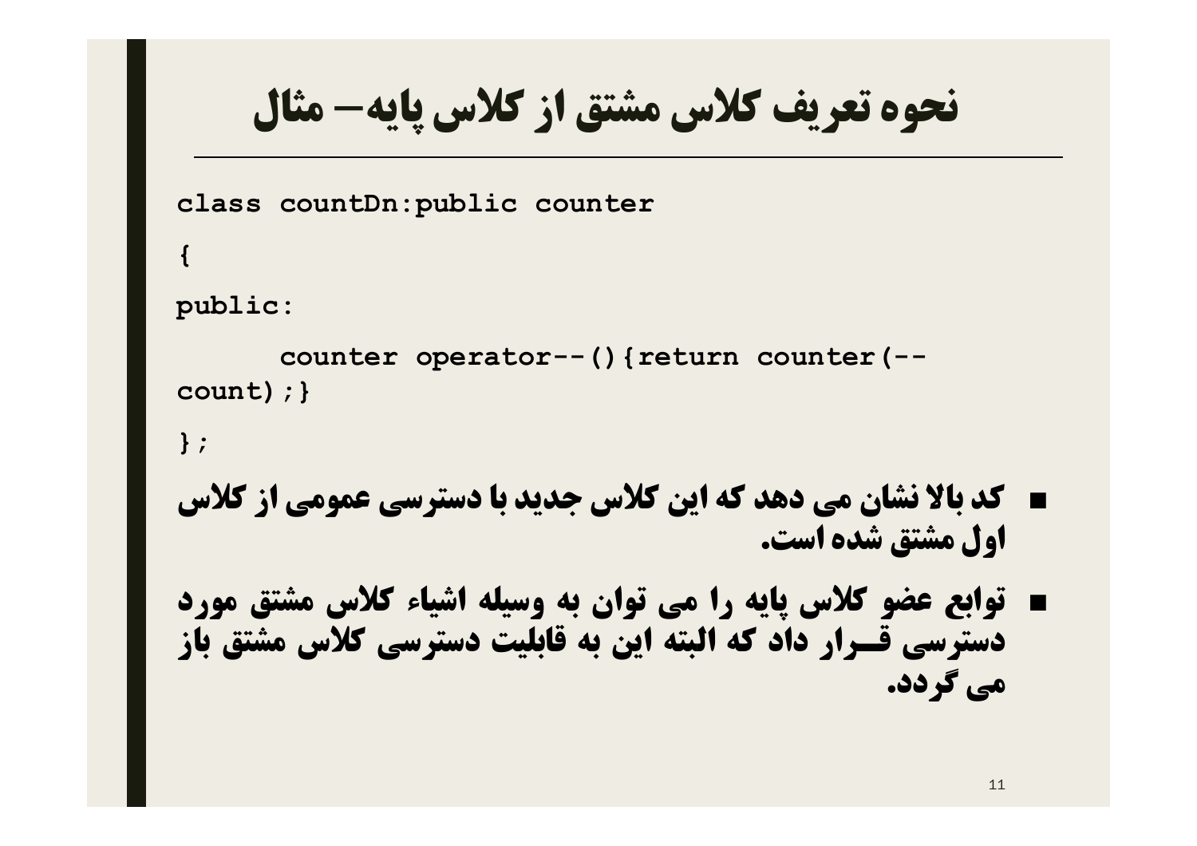# نحوه تعریف کلاس مشتق از کلاس پایه– مثال

```
class countDn:public counter
{
public:
      counter operator--(){return counter(--count);}
};
```

- کد بالا نشان می دهد که این کلاس جدید با دسترسی عمومی از کلاس اول مشتق شده است.
- توابع عضو کلاس پایه را می توان به وسیله اشیاء کلاس مشتق مورد دسترسی قـــرار داد که البته این به قابلیت دسترسی کلاس مشتق باز می گردد.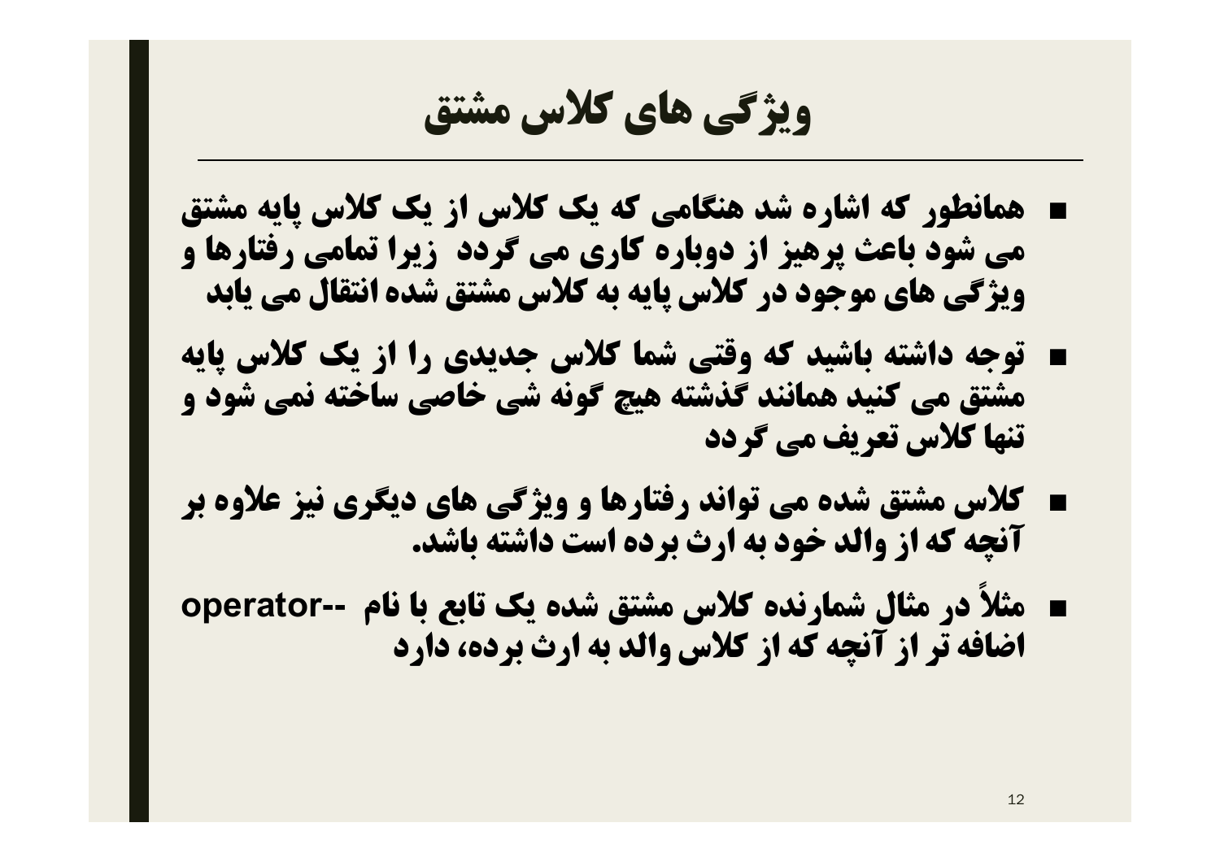# ویژگی های کلاس مشتق

- همانطور که اشاره شد هنگامی که یک کلاس از یک کلاس پایه مشتق می شود باعث پرهیز از دوباره کاری می گردد زیرا تمامی رفتارها و ویژگی های موجود در کلاس پایه به کلاس مشتق شده انتقال می یابد
- توجه داشته باشید که وقتی شما کلاس جدیدی را از یک کلاس پایه مشتق می کنید همانند گذشته هیچ گونه شی خاصی ساخته نمی شود و تنها کلاس تعریف می گردد
- کلاس مشتق شده می تواند رفتارها و ویژگی های دیگری نیز علاوه بر آنچه که از والد خود به ارث برده است داشته باشد.
- مثلاً در مثال شمارنده کلاس مشتق شده یک تابع با نام --operator اضافه تر از آنچه که از کلاس والد به ارث برده، دارد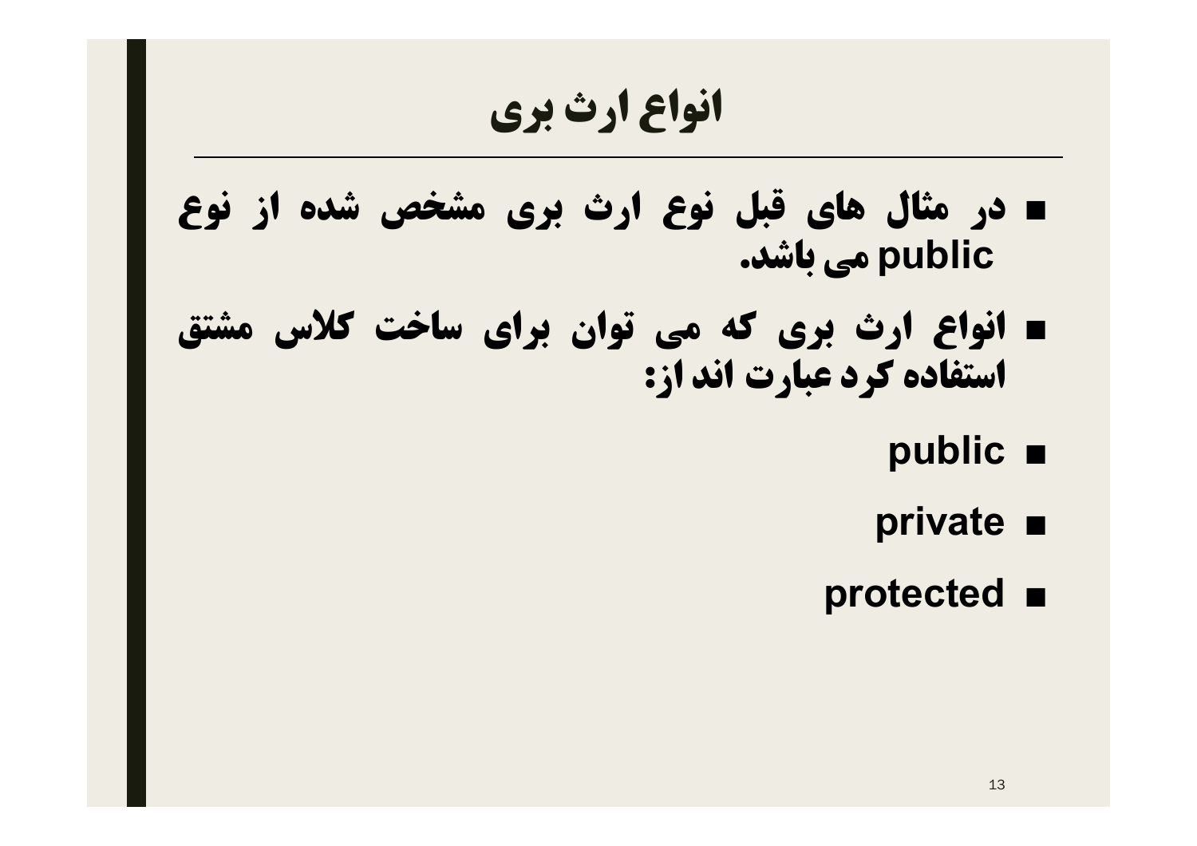# انواع ارث بری

- در مثال های قبل نوع ارث بری مشخص شده از نوع public می باشد.
- انواع ارث بری که می توان برای ساخت کلاس مشتق استفاده کرد عبارت اند از:
  - public
  - private
  - protected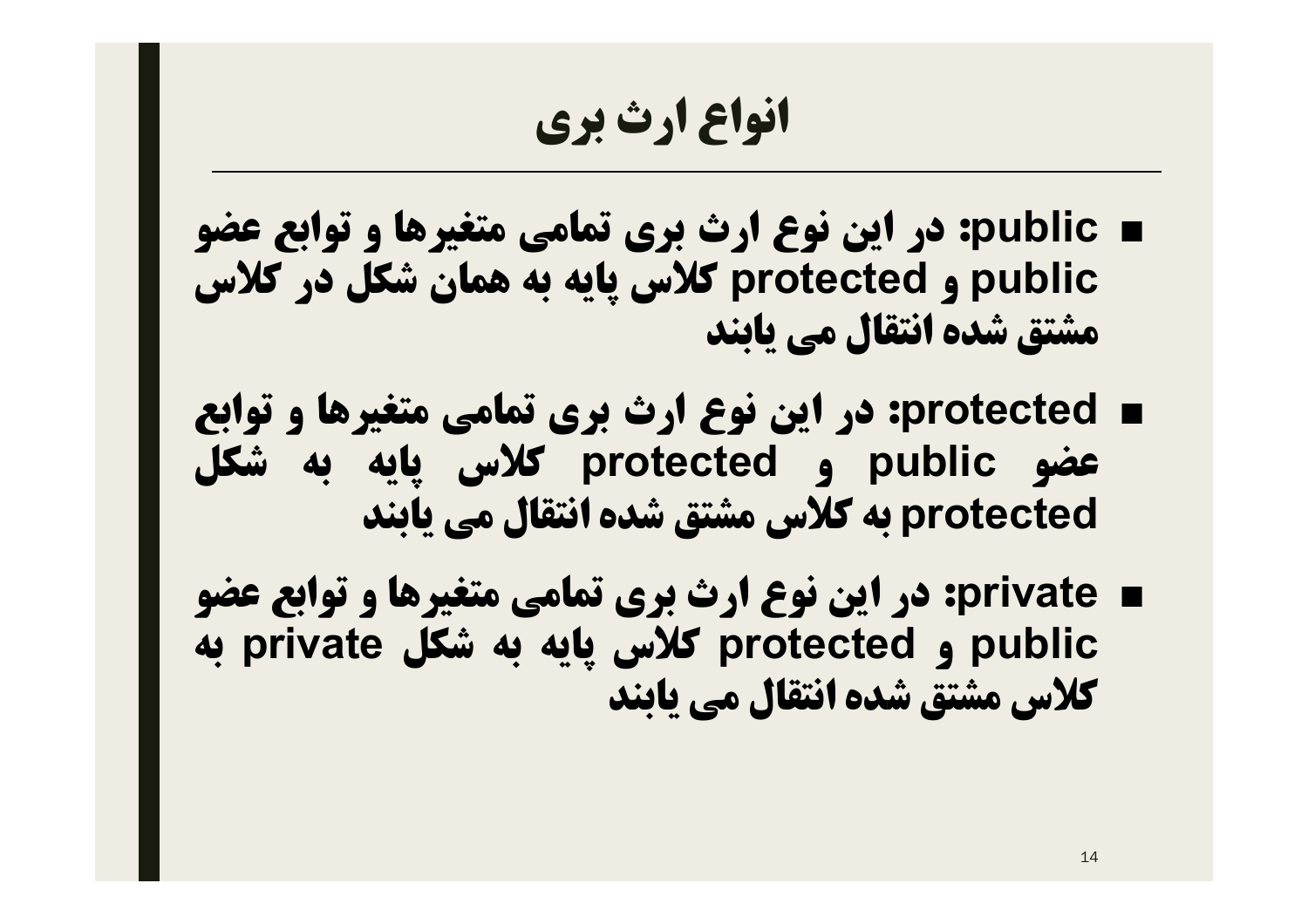# انواع ارث بری

- public: در این نوع ارث بری تمامی متغیرها و توابع عضو public و protected کلاس پایه به همان شکل در کلاس مشتق شده انتقال می یابند
- protected: در این نوع ارث بری تمامی متغیرها و توابع عضو public و protected کلاس پایه به شکل protected به کلاس مشتق شده انتقال می یابند
- private: در این نوع ارث بری تمامی متغیرها و توابع عضو public و protected کلاس پایه به شکل private به کلاس مشتق شده انتقال می یابند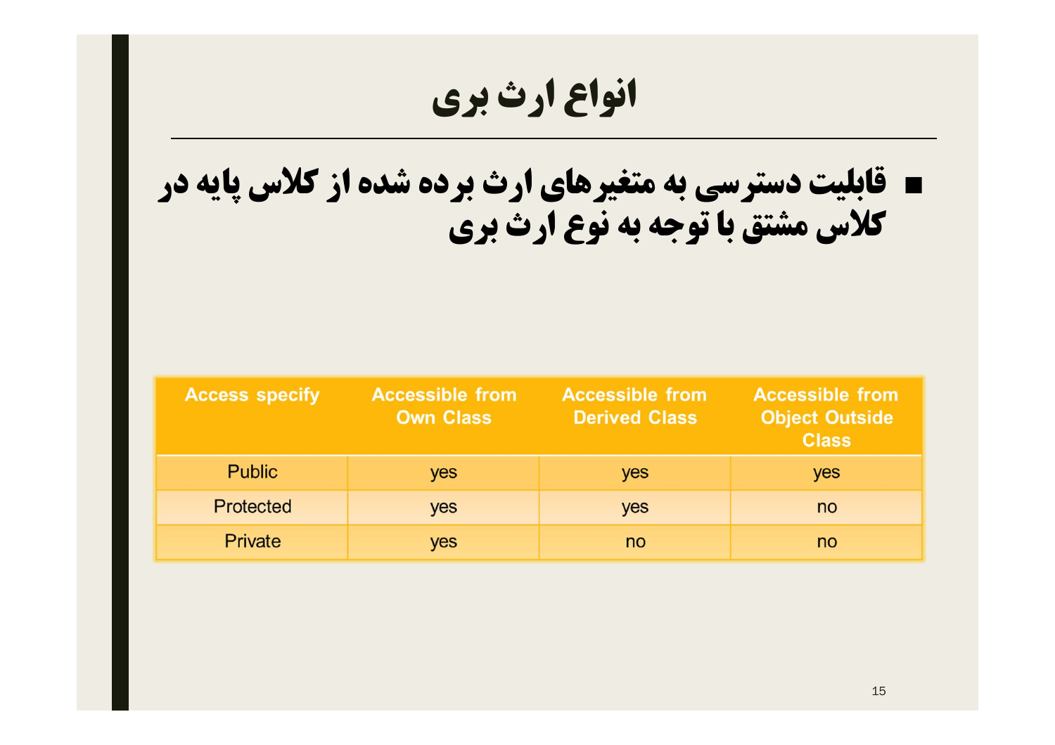# انواع ارث بری

- **قابلیت دسترسی به متغیرهای ارث برده شده از کلاس پایه در کلاس مشتق با توجه به نوع ارث بری**

| Access specify | Accessible from Own Class | Accessible from Derived Class | Accessible from Object Outside Class |
|---|---|---|---|
| Public | yes | yes | yes |
| Protected | yes | yes | no |
| Private | yes | no | no |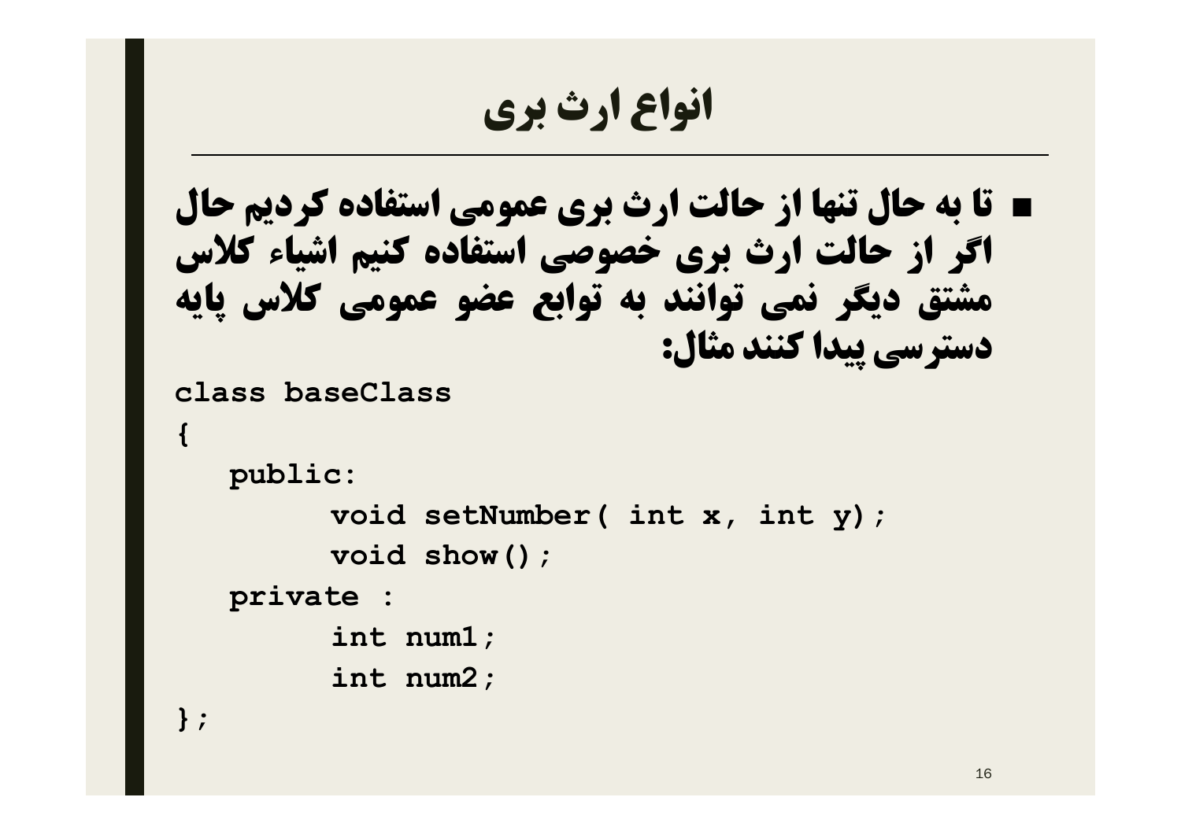# انواع ارث بری

- تا به حال تنها از حالت ارث بری عمومی استفاده کردیم حال اگر از حالت ارث بری خصوصی استفاده کنیم اشیاء کلاس مشتق دیگر نمی توانند به توابع عضو عمومی کلاس پایه دسترسی پیدا کنند مثال:

```
class baseClass
{
   public:
         void setNumber( int x, int y);
         void show();
   private :
         int num1;
         int num2;
};
```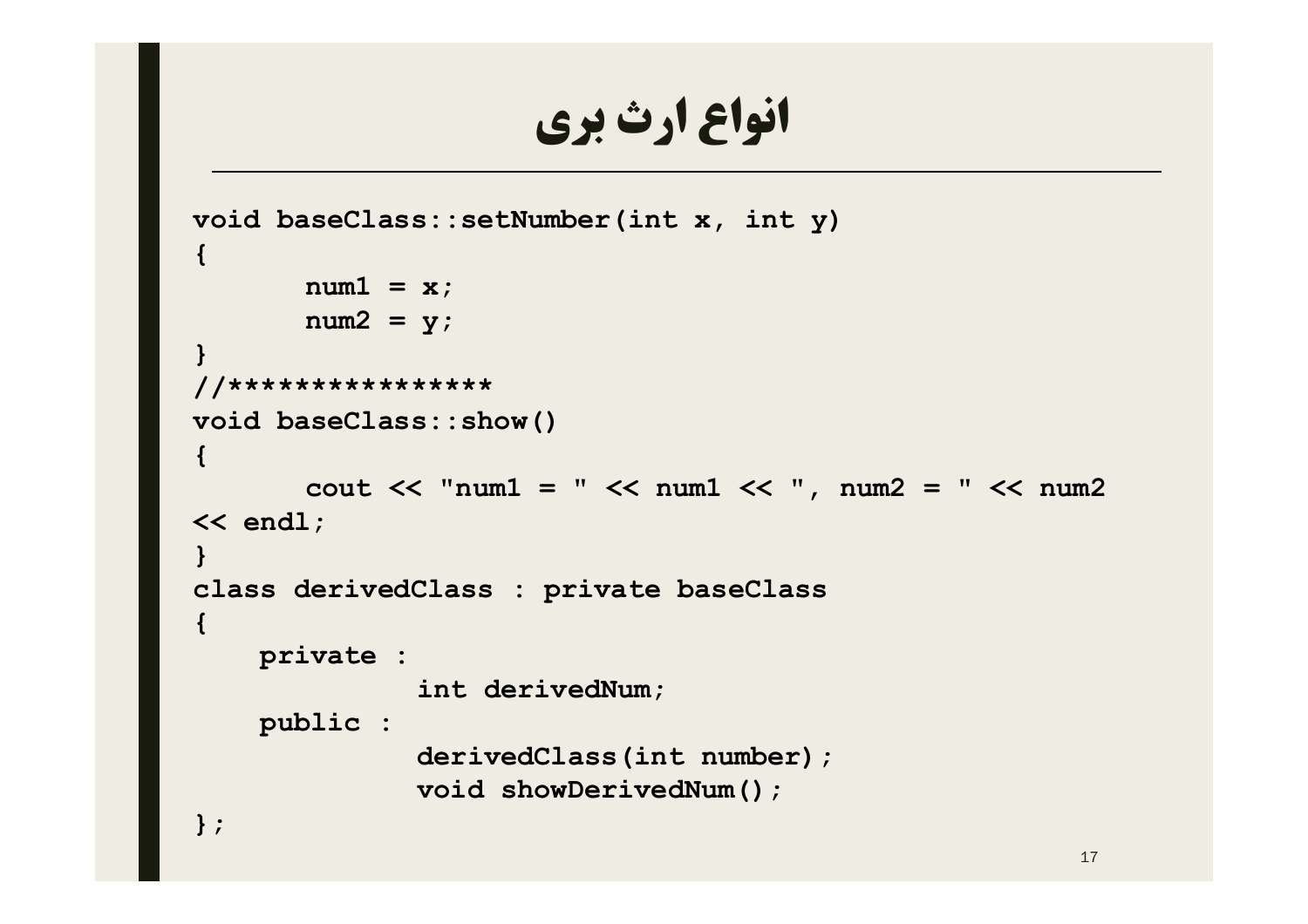# انواع ارث بری

```
void baseClass::setNumber(int x, int y)
{
      num1 = x;
      num2 = y;
}
//****************
void baseClass::show()
{
      cout << "num1 = " << num1 << ", num2 = " << num2
<< endl;
}
class derivedClass : private baseClass
{
    private :
             int derivedNum;
    public :
             derivedClass(int number);
             void showDerivedNum();
};
```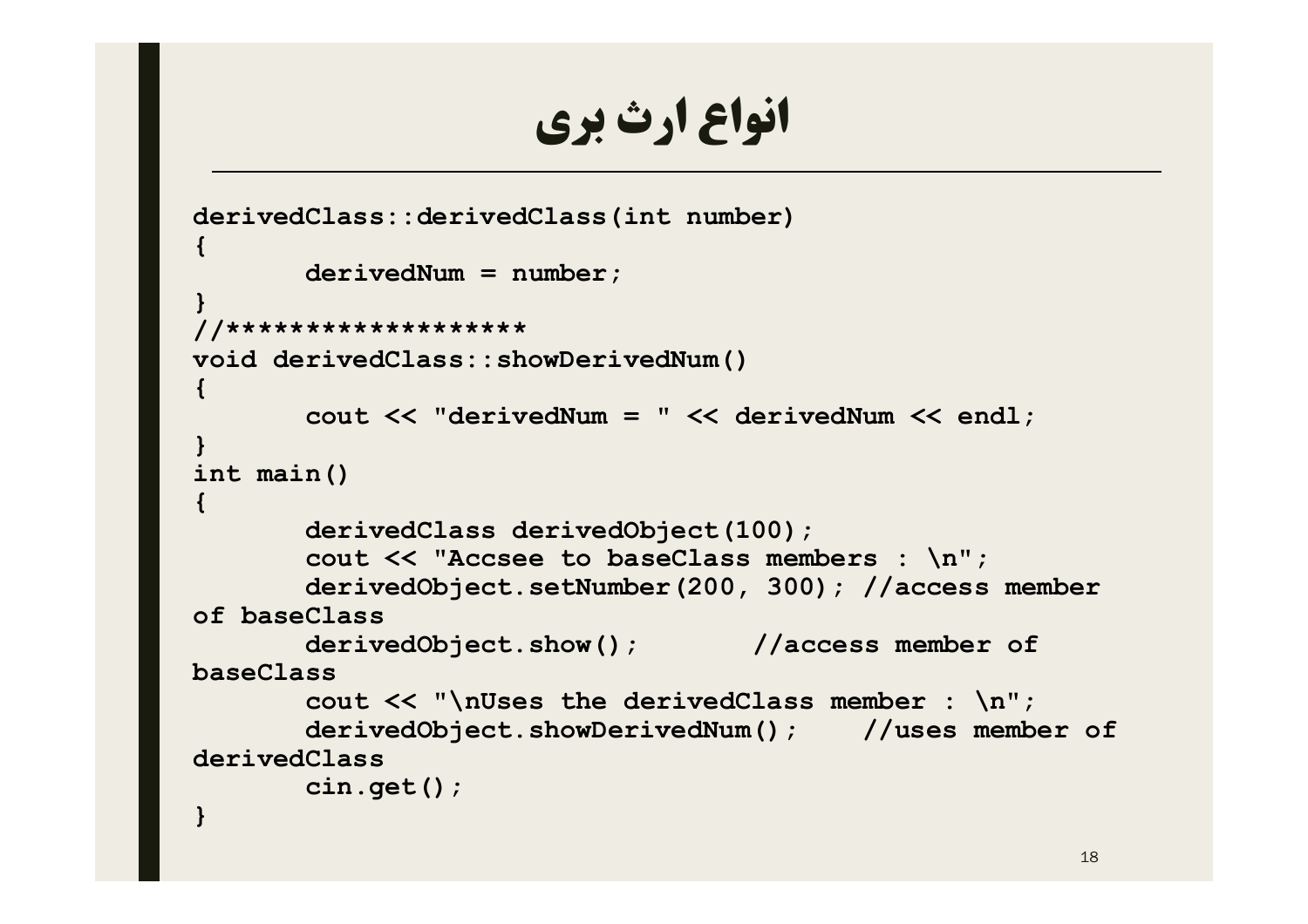# انواع ارث بری

```
derivedClass::derivedClass(int number)
{
       derivedNum = number;
}
//*******************
void derivedClass::showDerivedNum()
{
       cout << "derivedNum = " << derivedNum << endl;
}
int main()
{
       derivedClass derivedObject(100);
       cout << "Accsee to baseClass members : \n";
       derivedObject.setNumber(200, 300); //access member
of baseClass
       derivedObject.show();       //access member of
baseClass
       cout << "\nUses the derivedClass member : \n";
       derivedObject.showDerivedNum();    //uses member of
derivedClass
       cin.get();
}
```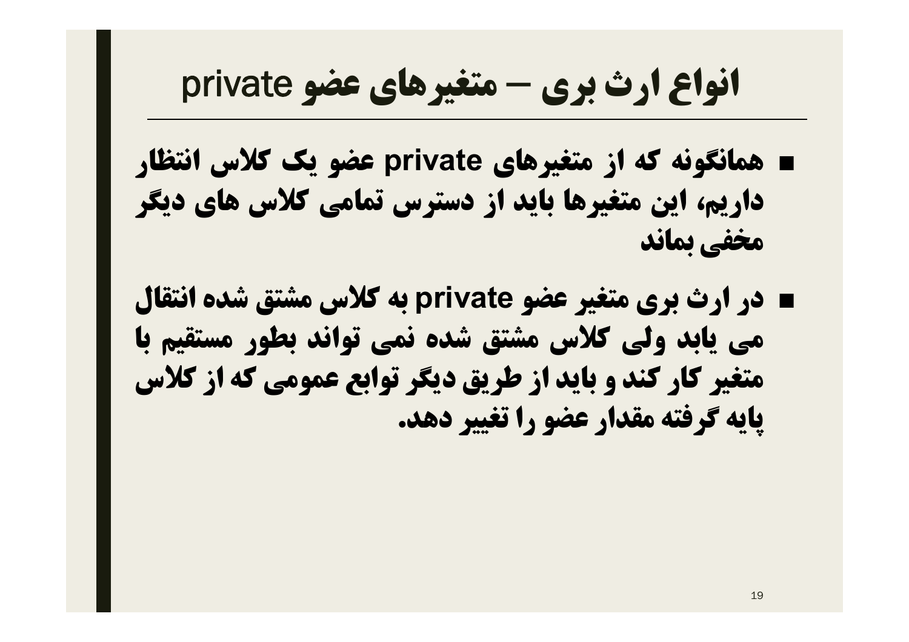# انواع ارث بری – متغیرهای عضو private

- همانگونه که از متغیرهای private عضو یک کلاس انتظار داریم، این متغیرها باید از دسترس تمامی کلاس های دیگر مخفی بماند
- در ارث بری متغیر عضو private به کلاس مشتق شده انتقال می یابد ولی کلاس مشتق شده نمی تواند بطور مستقیم با متغیر کار کند و باید از طریق دیگر توابع عمومی که از کلاس پایه گرفته مقدار عضو را تغییر دهد.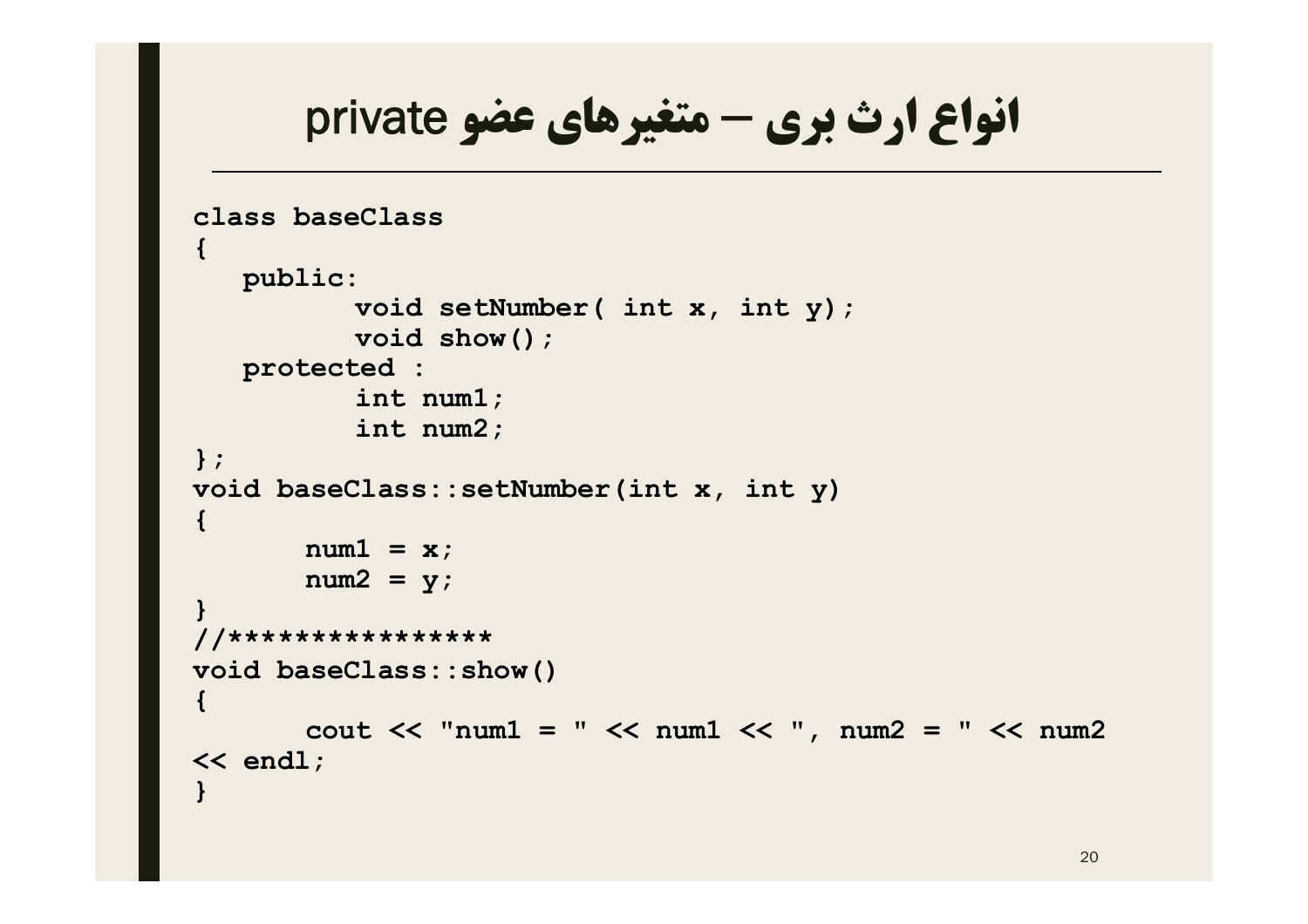# انواع ارث بری – متغیرهای عضو private

```
class baseClass
{
   public:
         void setNumber( int x, int y);
         void show();
   protected :
         int num1;
         int num2;
};
void baseClass::setNumber(int x, int y)
{
      num1 = x;
      num2 = y;
}
//****************
void baseClass::show()
{
      cout << "num1 = " << num1 << ", num2 = " << num2
<< endl;
}
```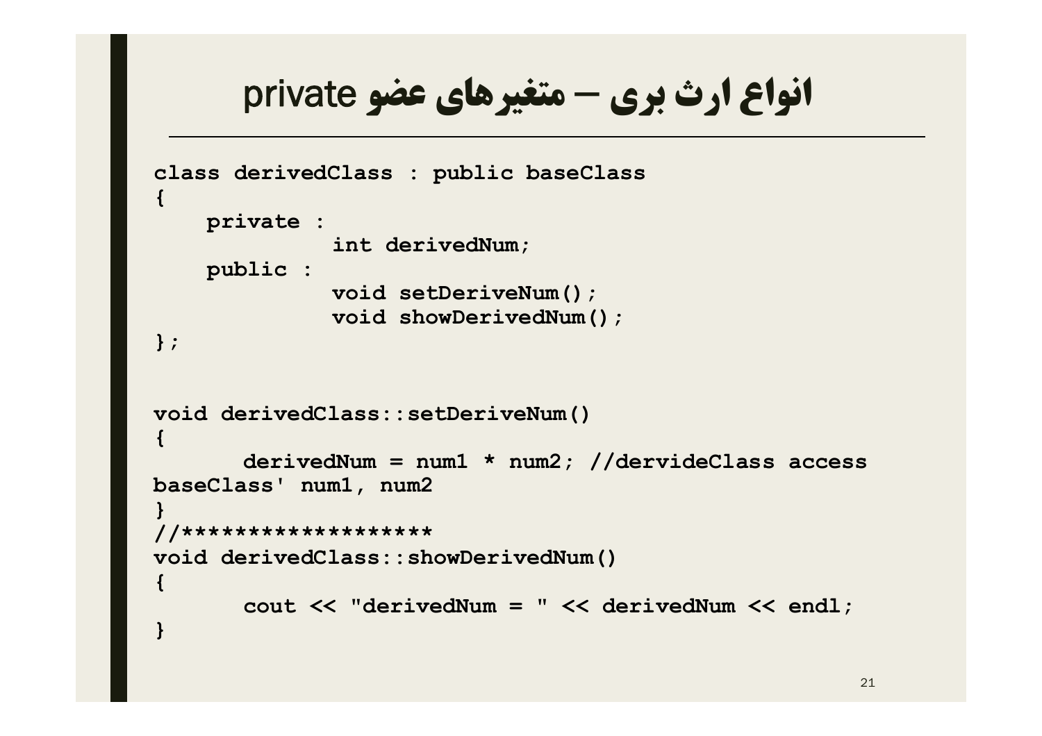# انواع ارث بری – متغیرهای عضو private

```
class derivedClass : public baseClass
{
    private :
            int derivedNum;
    public :
            void setDeriveNum();
            void showDerivedNum();
};


void derivedClass::setDeriveNum()
{
      derivedNum = num1 * num2; //dervideClass access
baseClass' num1, num2
}
//*******************
void derivedClass::showDerivedNum()
{
      cout << "derivedNum = " << derivedNum << endl;
}
```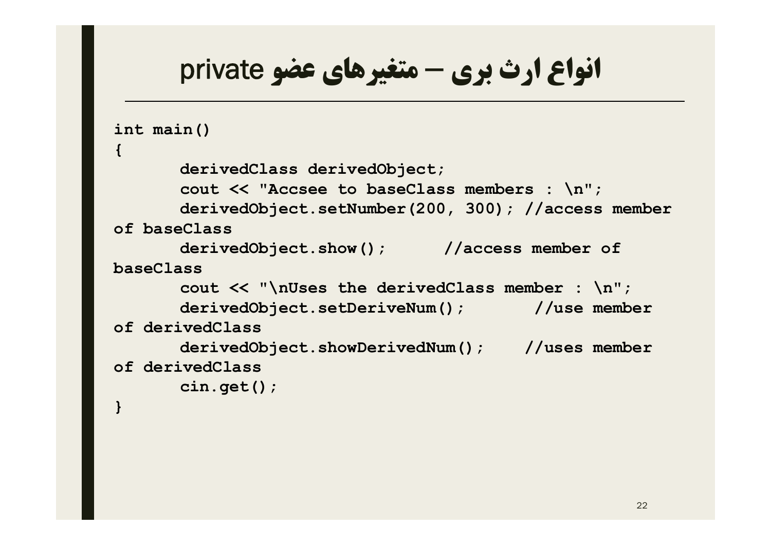# انواع ارث بری – متغیرهای عضو private

```
int main()
{
      derivedClass derivedObject;
      cout << "Accsee to baseClass members : \n";
      derivedObject.setNumber(200, 300); //access member of baseClass
      derivedObject.show();      //access member of baseClass
      cout << "\nUses the derivedClass member : \n";
      derivedObject.setDeriveNum();       //use member of derivedClass
      derivedObject.showDerivedNum();    //uses member of derivedClass
      cin.get();
}
```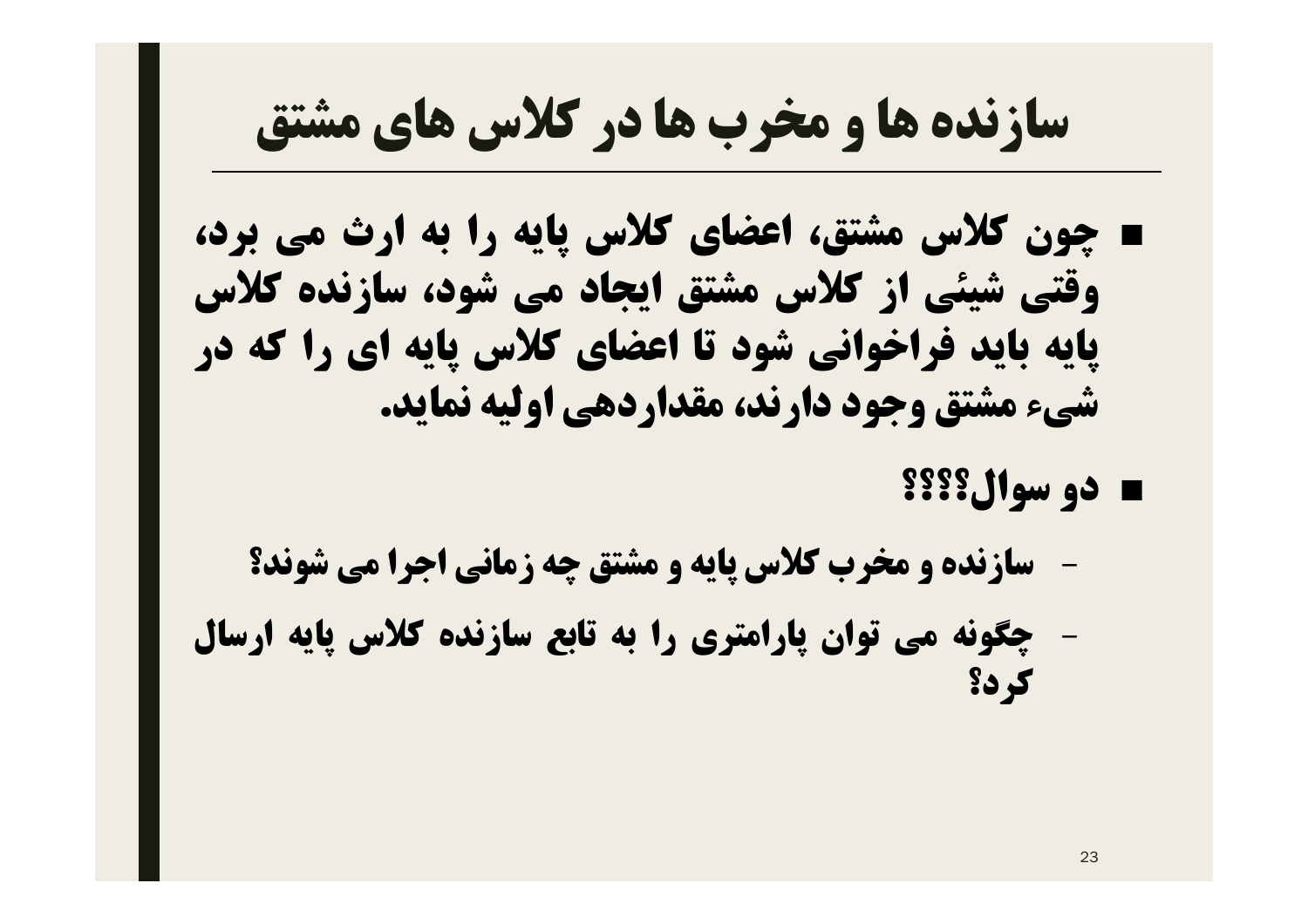# سازنده ها و مخرب ها در کلاس های مشتق

- چون کلاس مشتق، اعضای کلاس پایه را به ارث می برد، وقتی شیئی از کلاس مشتق ایجاد می شود، سازنده کلاس پایه باید فراخوانی شود تا اعضای کلاس پایه ای را که در شیء مشتق وجود دارند، مقداردهی اولیه نماید.
- دو سوال؟؟؟؟
  - سازنده و مخرب کلاس پایه و مشتق چه زمانی اجرا می شوند؟
  - چگونه می توان پارامتری را به تابع سازنده کلاس پایه ارسال کرد؟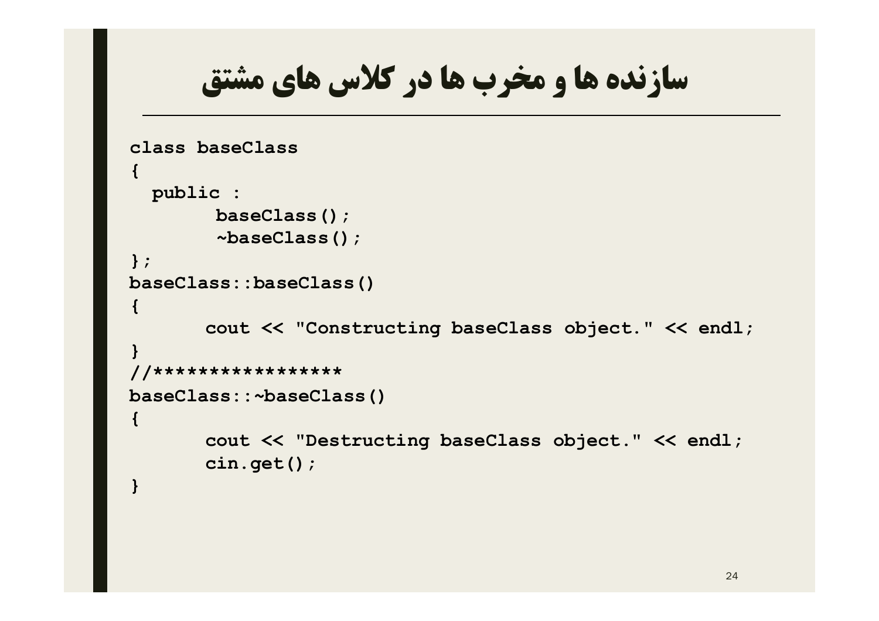# سازنده ها و مخرب ها در کلاس های مشتق

```
class baseClass
{
  public :
        baseClass();
        ~baseClass();
};
baseClass::baseClass()
{
       cout << "Constructing baseClass object." << endl;
}
//*****************
baseClass::~baseClass()
{
       cout << "Destructing baseClass object." << endl;
       cin.get();
}
```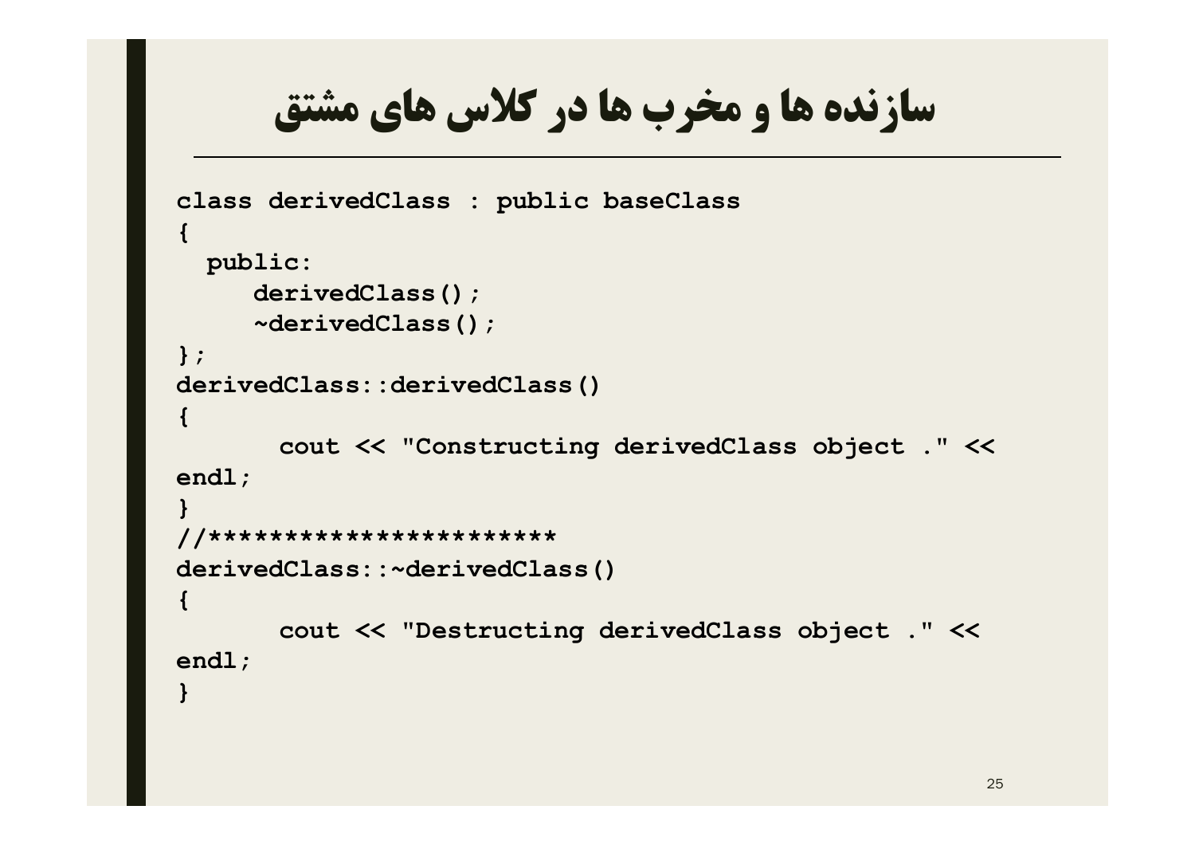# سازنده ها و مخرب ها در کلاس های مشتق

```
class derivedClass : public baseClass
{
  public:
     derivedClass();
     ~derivedClass();
};
derivedClass::derivedClass()
{
      cout << "Constructing derivedClass object ." <<
endl;
}
//***********************
derivedClass::~derivedClass()
{
      cout << "Destructing derivedClass object ." <<
endl;
}
```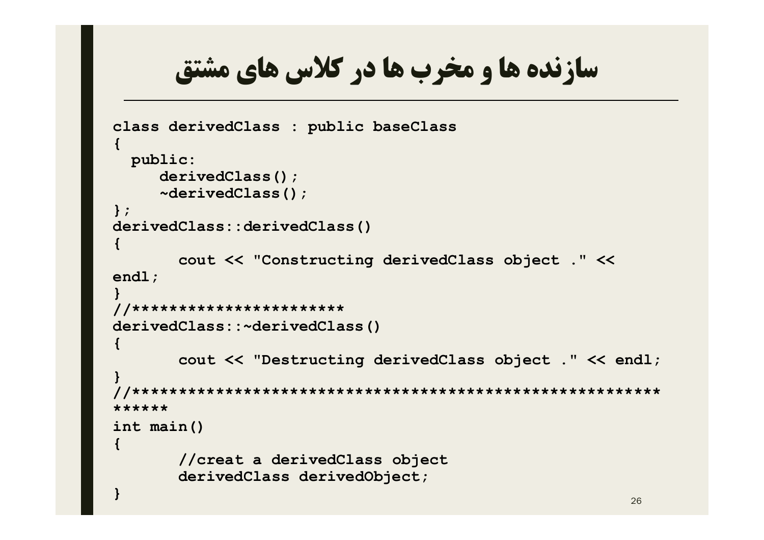# سازنده ها و مخرب ها در کلاس های مشتق

```
class derivedClass : public baseClass
{
  public:
     derivedClass();
     ~derivedClass();
};
derivedClass::derivedClass()
{
       cout << "Constructing derivedClass object ." <<
endl;
}
//************************
derivedClass::~derivedClass()
{
       cout << "Destructing derivedClass object ." << endl;
}
//*********************************************************
******
int main()
{
       //creat a derivedClass object
       derivedClass derivedObject;
}
```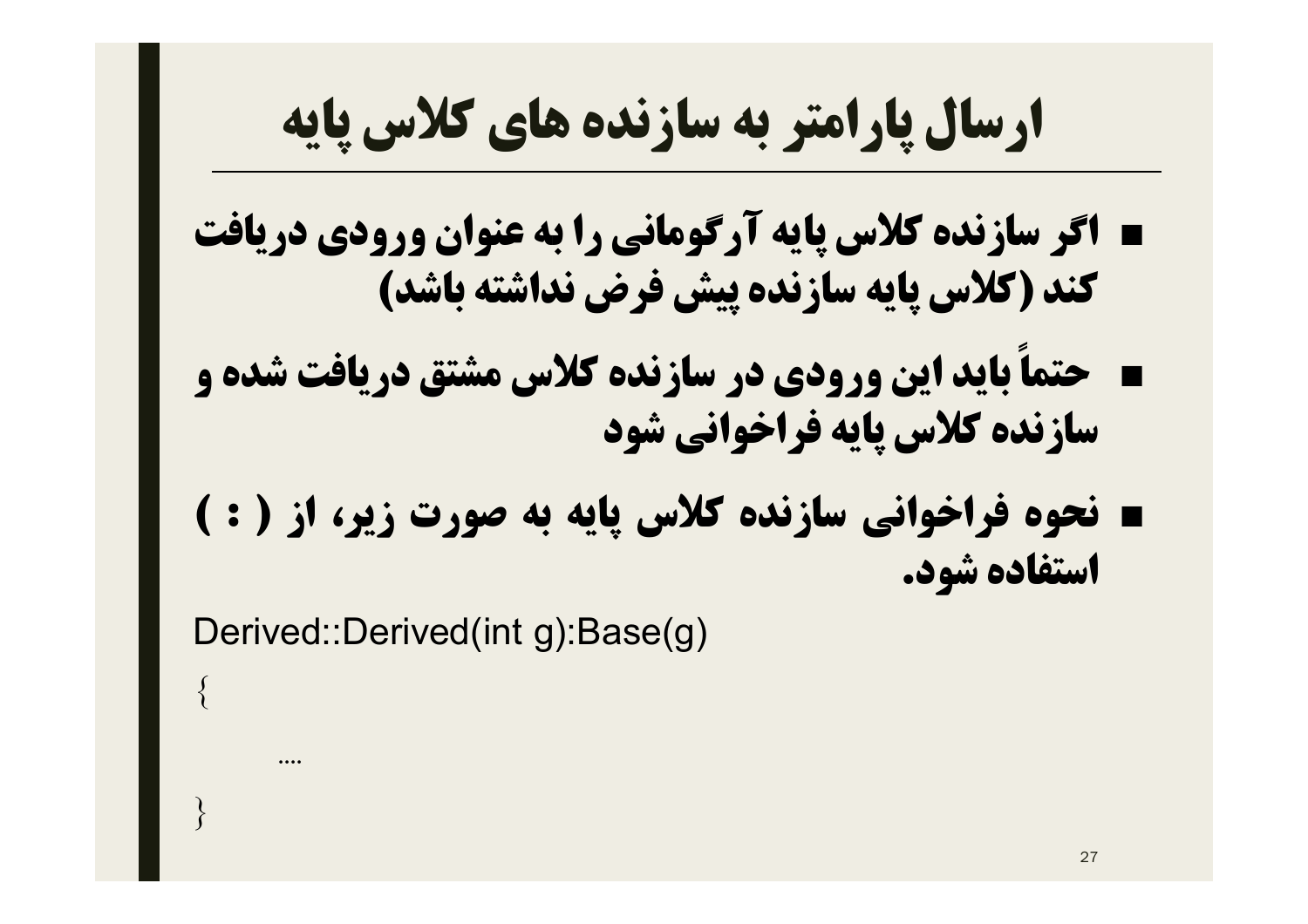# ارسال پارامتر به سازنده های کلاس پایه

- اگر سازنده کلاس پایه آرگومانی را به عنوان ورودی دریافت کند (کلاس پایه سازنده پیش فرض نداشته باشد)
- حتماً باید این ورودی در سازنده کلاس مشتق دریافت شده و سازنده کلاس پایه فراخوانی شود
- نحوه فراخوانی سازنده کلاس پایه به صورت زیر، از ( : ) استفاده شود.

```
Derived::Derived(int g):Base(g)
{
    ....
}
```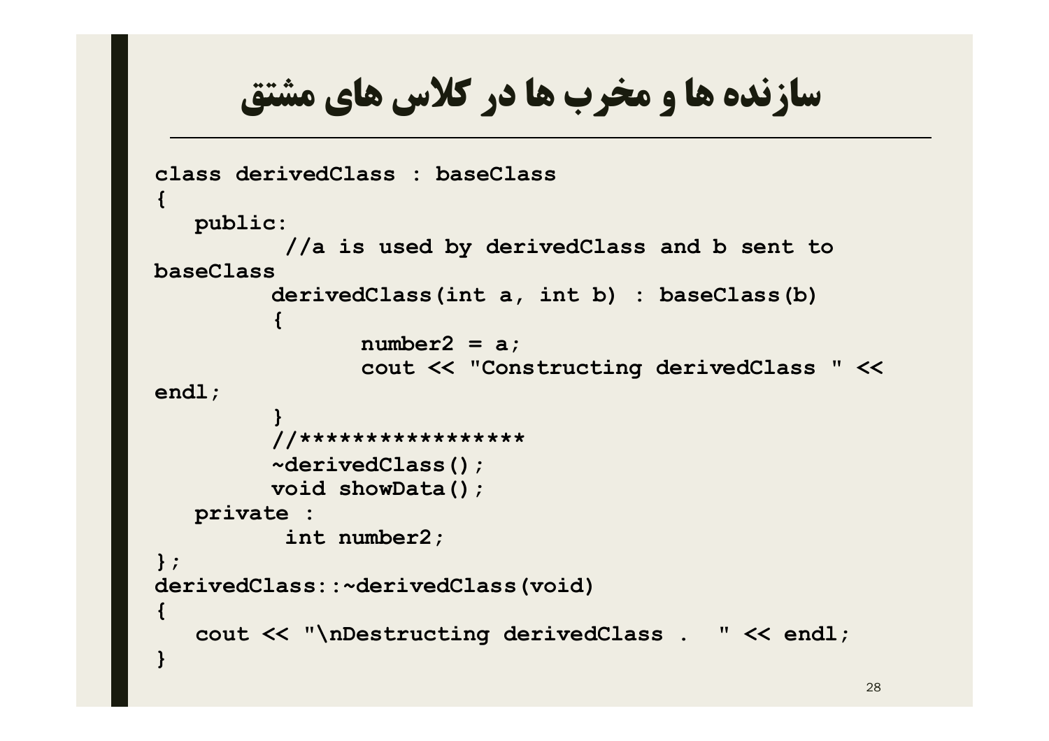# سازنده ها و مخرب ها در کلاس های مشتق

```
class derivedClass : baseClass
{
   public:
         //a is used by derivedClass and b sent to baseClass
        derivedClass(int a, int b) : baseClass(b)
        {
              number2 = a;
              cout << "Constructing derivedClass " << endl;
        }
        //*****************
        ~derivedClass();
        void showData();
   private :
         int number2;
};
derivedClass::~derivedClass(void)
{
   cout << "\nDestructing derivedClass .  " << endl;
}
```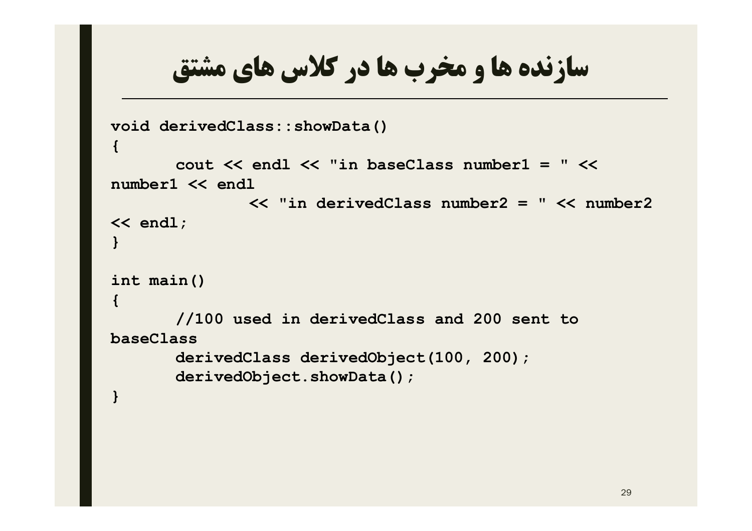# سازنده ها و مخرب ها در کلاس های مشتق

```
void derivedClass::showData()
{
      cout << endl << "in baseClass number1 = " <<
number1 << endl
              << "in derivedClass number2 = " << number2
<< endl;
}

int main()
{
      //100 used in derivedClass and 200 sent to
baseClass
      derivedClass derivedObject(100, 200);
      derivedObject.showData();
}
```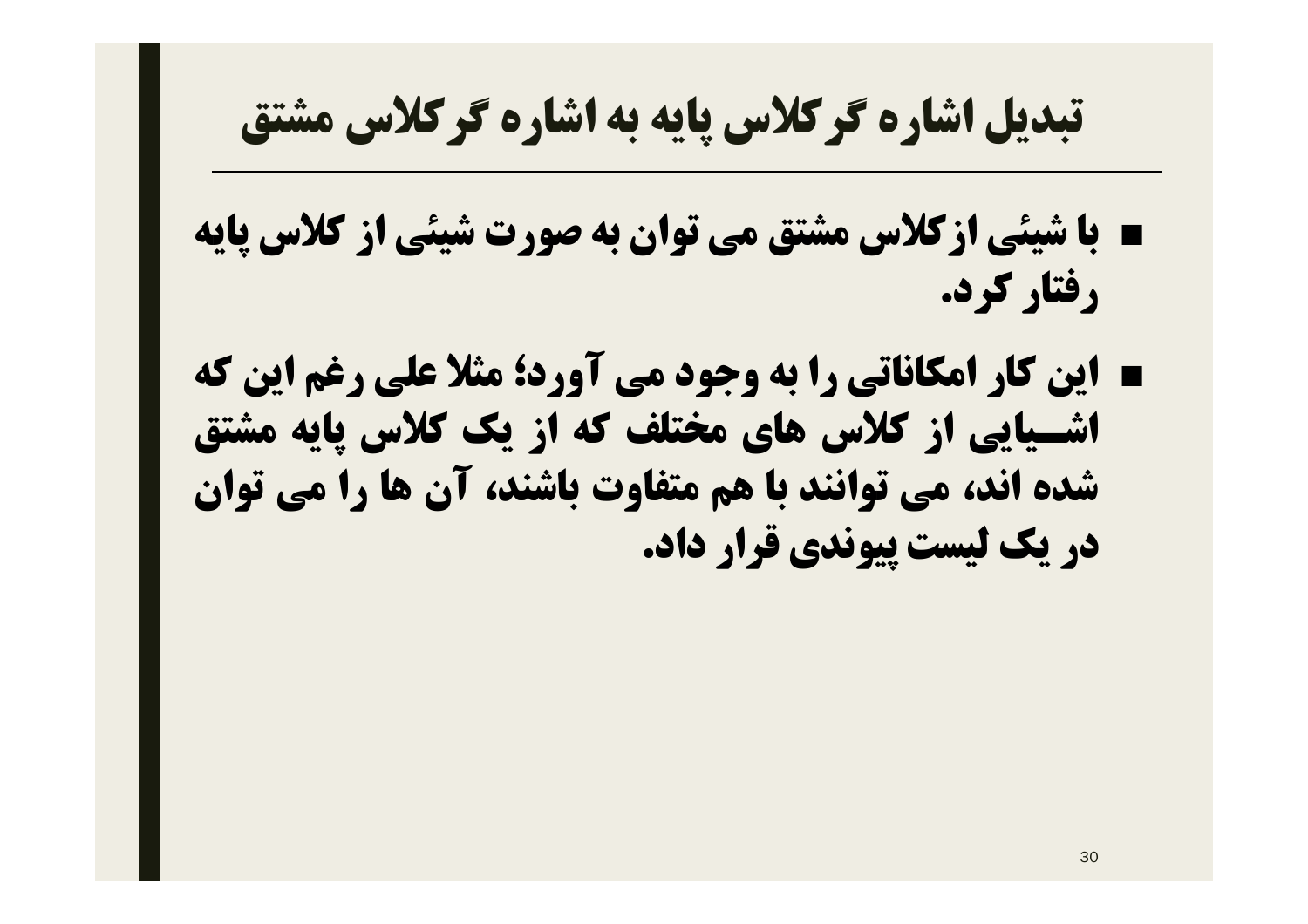# تبدیل اشاره گر کلاس پایه به اشاره گر کلاس مشتق

- با شیئی از کلاس مشتق می توان به صورت شیئی از کلاس پایه رفتار کرد.
- این کار امکاناتی را به وجود می آورد؛ مثلا علی رغم این که اشـــیایی از کلاس های مختلف که از یک کلاس پایه مشتق شده اند، می توانند با هم متفاوت باشند، آن ها را می توان در یک لیست پیوندی قرار داد.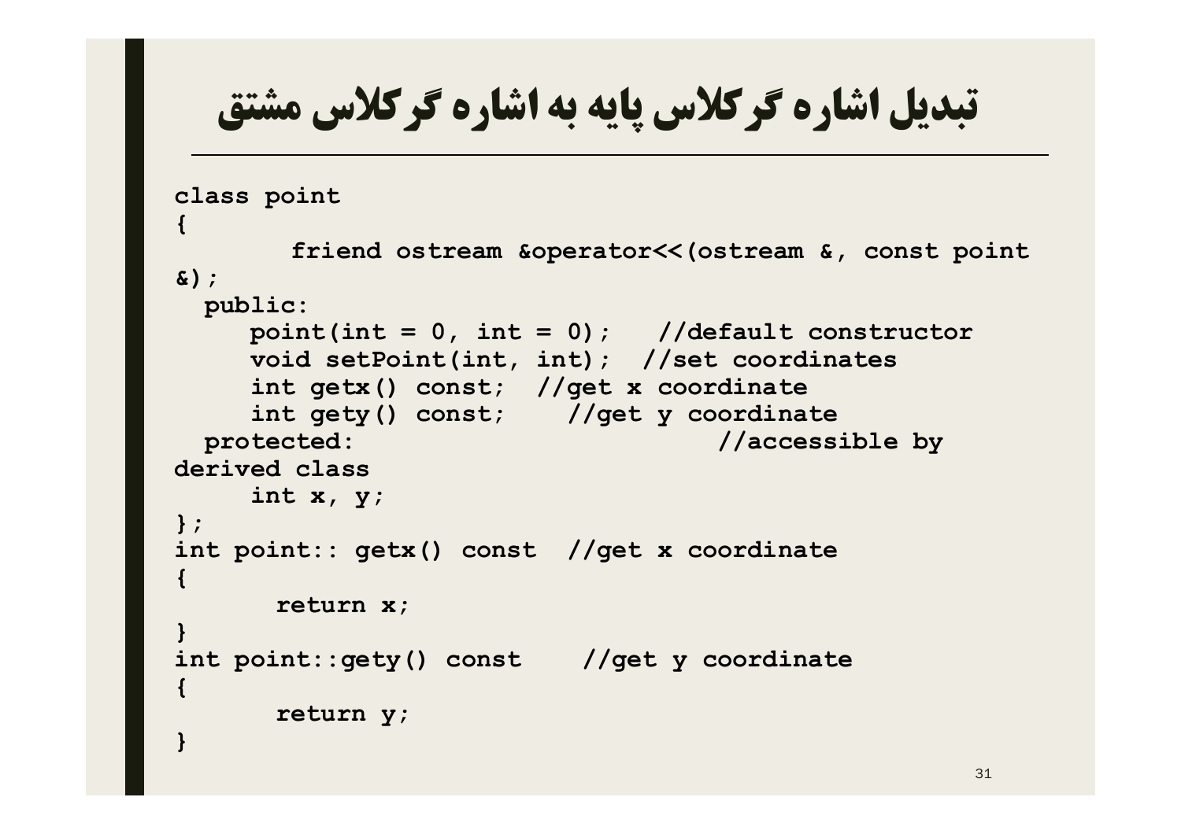# تبدیل اشاره گر کلاس پایه به اشاره گر کلاس مشتق

```
class point
{
       friend ostream &operator<<(ostream &, const point
&);
  public:
     point(int = 0, int = 0);   //default constructor
     void setPoint(int, int);  //set coordinates
     int getx() const;  //get x coordinate
     int gety() const;    //get y coordinate
  protected:                              //accessible by
derived class
     int x, y;
};
int point:: getx() const  //get x coordinate
{
      return x;
}
int point::gety() const    //get y coordinate
{
      return y;
}
```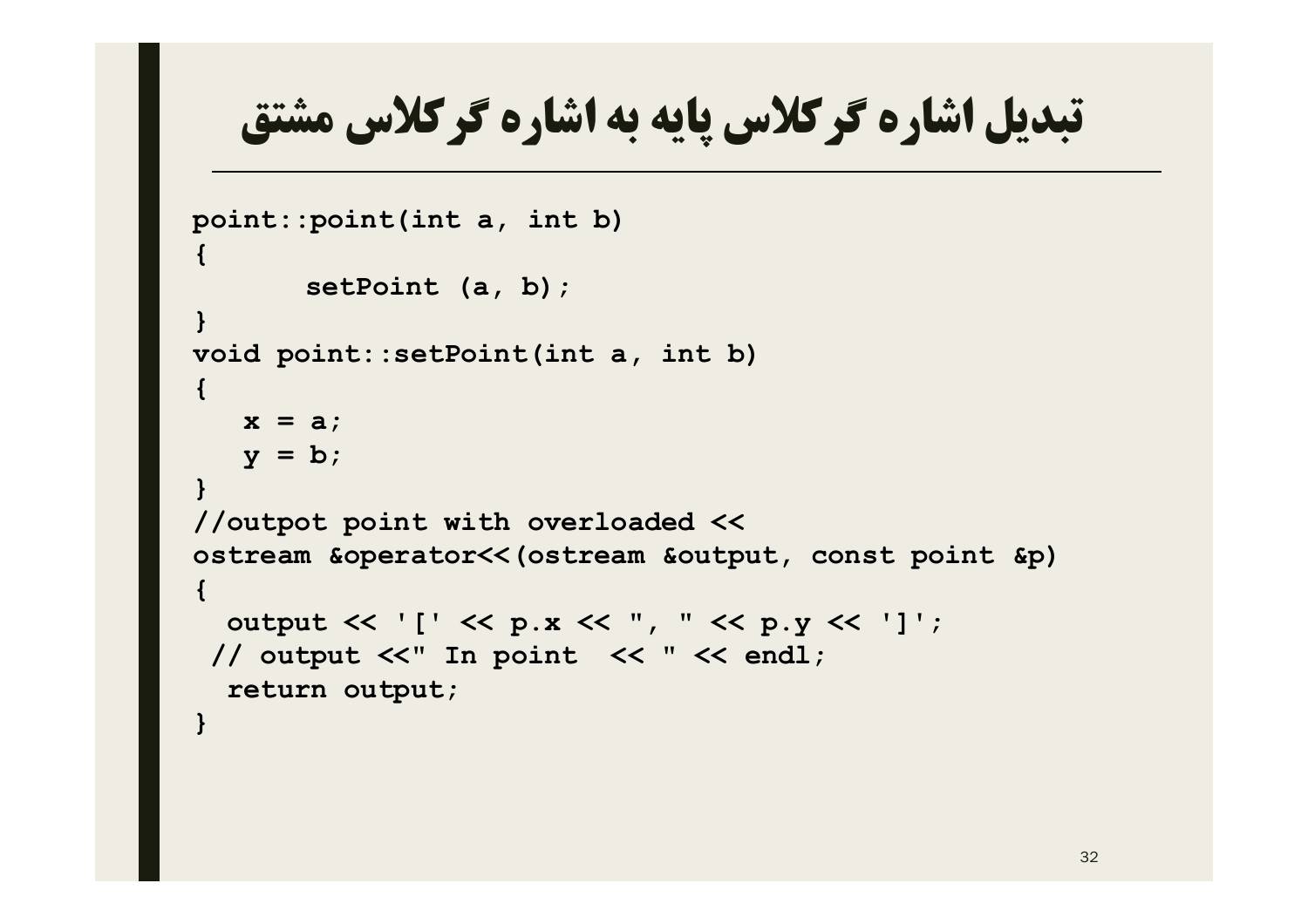# تبدیل اشاره گر کلاس پایه به اشاره گر کلاس مشتق

```
point::point(int a, int b)
{
      setPoint (a, b);
}
void point::setPoint(int a, int b)
{
   x = a;
   y = b;
}
//outpot point with overloaded <<
ostream &operator<<(ostream &output, const point &p)
{
  output << '[' << p.x << ", " << p.y << ']';
 // output <<" In point  << " << endl;
  return output;
}
```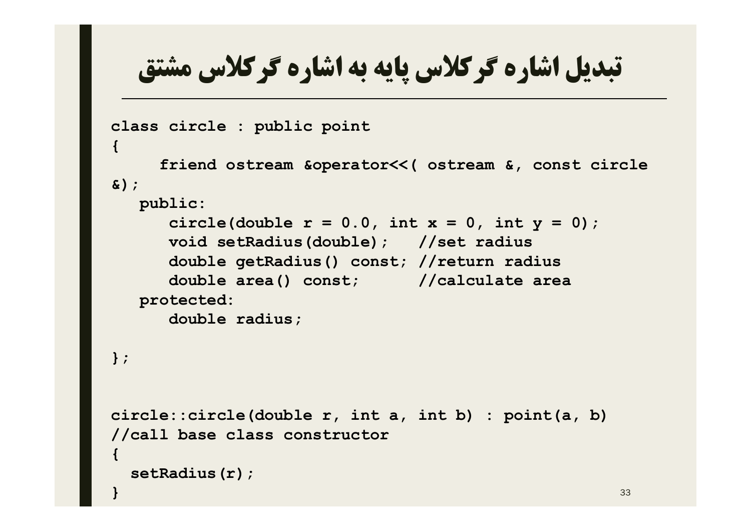# تبدیل اشاره گر کلاس پایه به اشاره گر کلاس مشتق

```
class circle : public point
{
     friend ostream &operator<<( ostream &, const circle
&);
   public:
      circle(double r = 0.0, int x = 0, int y = 0);
      void setRadius(double);   //set radius
      double getRadius() const; //return radius
      double area() const;      //calculate area
   protected:
      double radius;

};


circle::circle(double r, int a, int b) : point(a, b)
//call base class constructor
{
  setRadius(r);
}
```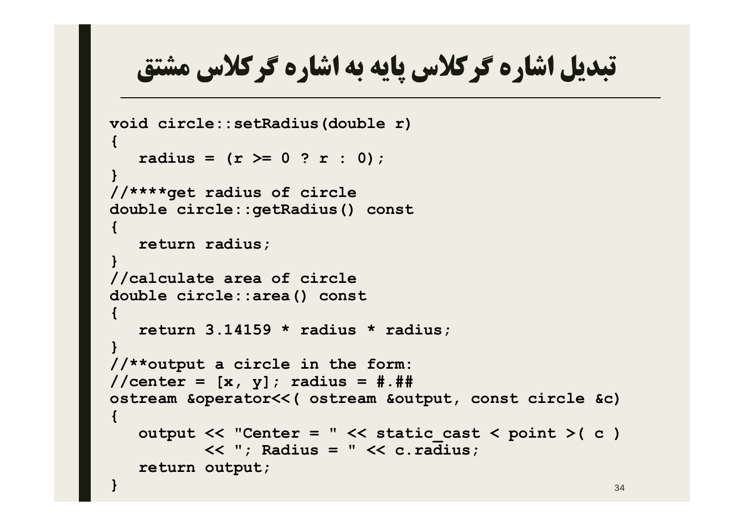# تبدیل اشاره گر کلاس پایه به اشاره گر کلاس مشتق

```
void circle::setRadius(double r)
{
   radius = (r >= 0 ? r : 0);
}
//****get radius of circle
double circle::getRadius() const
{
   return radius;
}
//calculate area of circle
double circle::area() const
{
   return 3.14159 * radius * radius;
}
//**output a circle in the form:
//center = [x, y]; radius = #.##
ostream &operator<<( ostream &output, const circle &c)
{
   output << "Center = " << static_cast < point >( c )
          << "; Radius = " << c.radius;
   return output;
}
```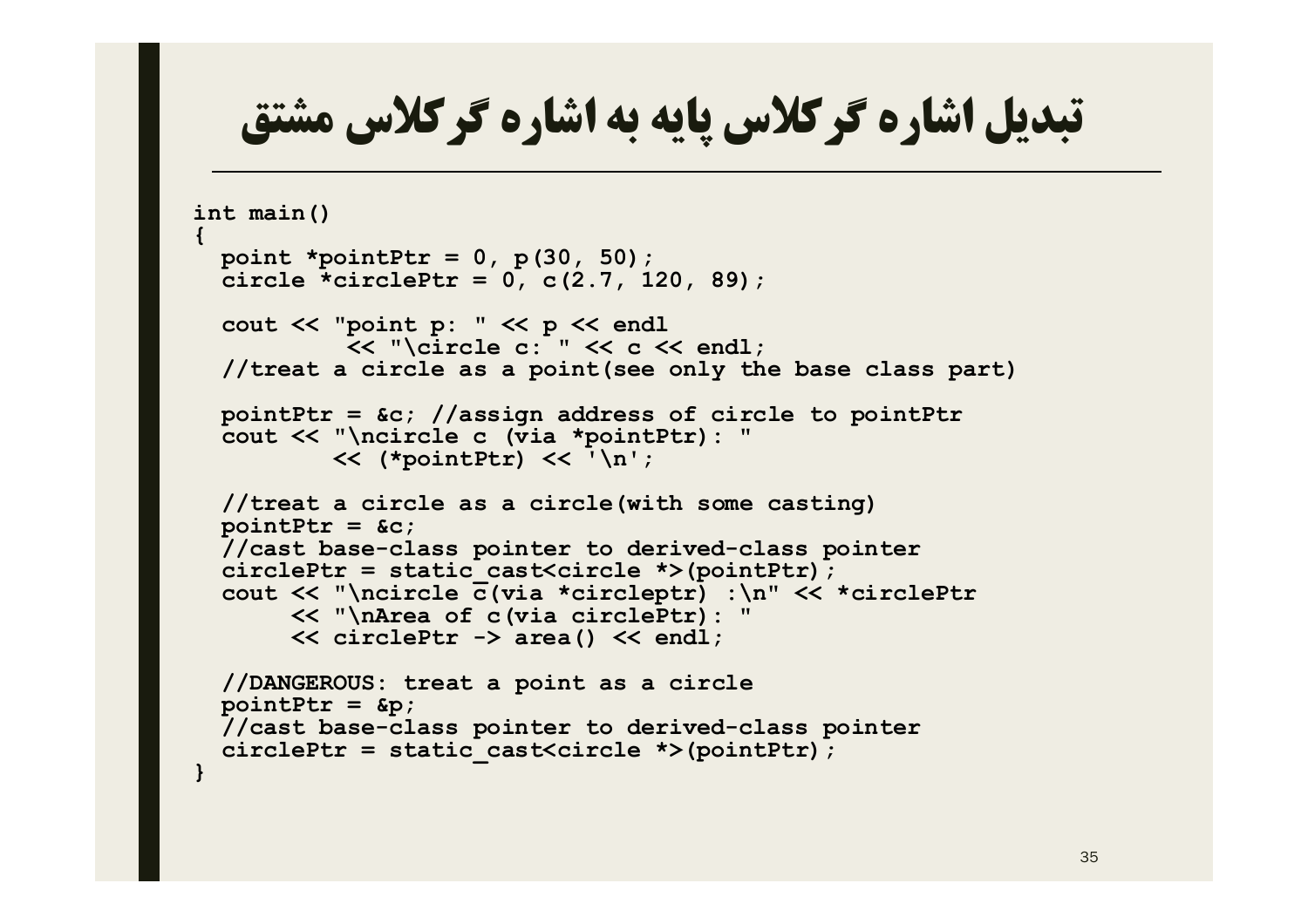# تبدیل اشاره گر کلاس پایه به اشاره گر کلاس مشتق

```
int main()
{
  point *pointPtr = 0, p(30, 50);
  circle *circlePtr = 0, c(2.7, 120, 89);

  cout << "point p: " << p << endl
           << "\circle c: " << c << endl;
  //treat a circle as a point(see only the base class part)

  pointPtr = &c; //assign address of circle to pointPtr
  cout << "\ncircle c (via *pointPtr): "
          << (*pointPtr) << '\n';

  //treat a circle as a circle(with some casting)
  pointPtr = &c;
  //cast base-class pointer to derived-class pointer
  circlePtr = static_cast<circle *>(pointPtr);
  cout << "\ncircle c(via *circleptr) :\n" << *circlePtr
       << "\nArea of c(via circlePtr): "
       << circlePtr -> area() << endl;

  //DANGEROUS: treat a point as a circle
  pointPtr = &p;
  //cast base-class pointer to derived-class pointer
  circlePtr = static_cast<circle *>(pointPtr);
}
```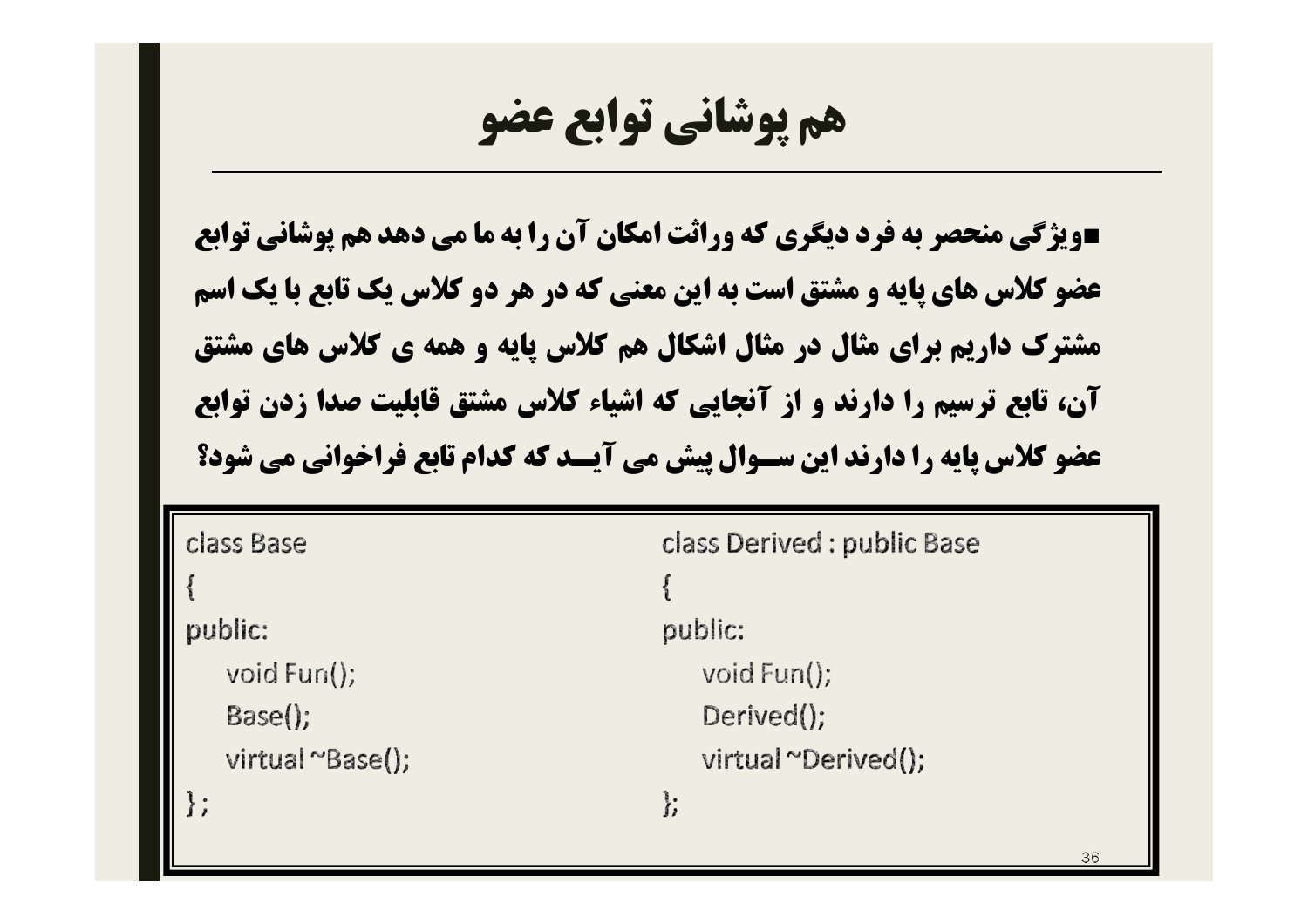# هم پوشانی توابع عضو

- ویژگی منحصر به فرد دیگری که وراثت امکان آن را به ما می دهد هم پوشانی توابع عضو کلاس های پایه و مشتق است به این معنی که در هر دو کلاس یک تابع با یک اسم مشترک داریم برای مثال در مثال اشکال هم کلاس پایه و همه ی کلاس های مشتق آن، تابع ترسیم را دارند و از آنجایی که اشیاء کلاس مشتق قابلیت صدا زدن توابع عضو کلاس پایه را دارند این سـوال پیش می آیـد که کدام تابع فراخوانی می شود؟

```
class Base
{
public:
    void Fun();
    Base();
    virtual ~Base();
} ;
```

```
class Derived : public Base
{
public:
    void Fun();
    Derived();
    virtual ~Derived();
};
```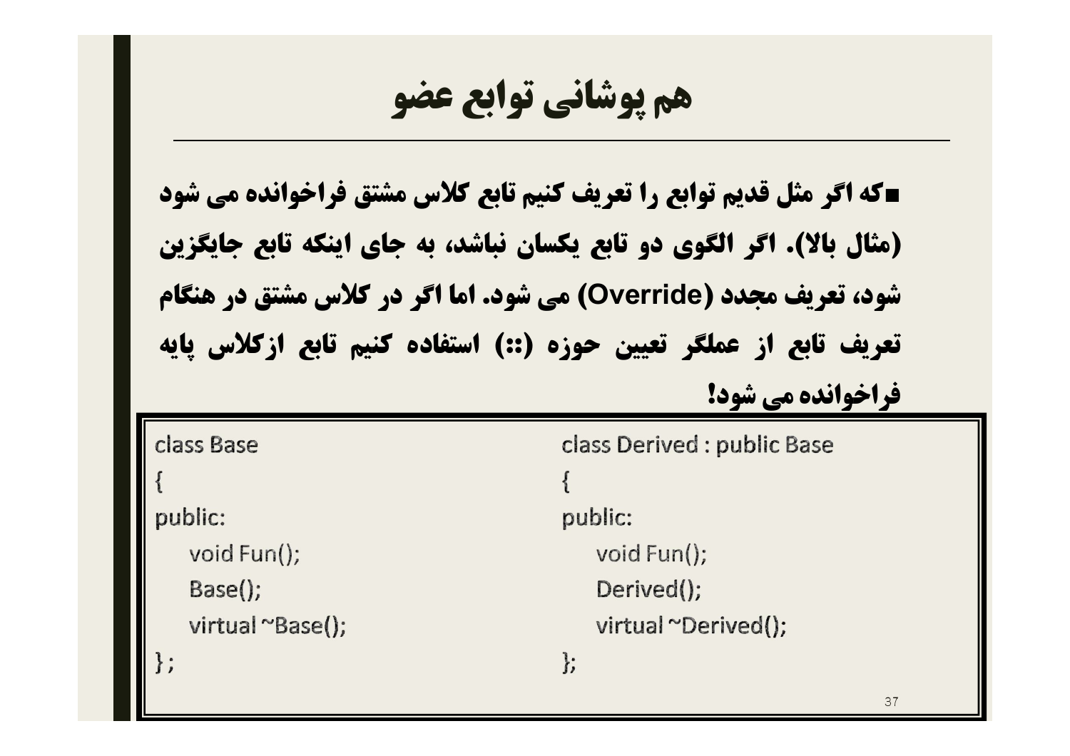# هم پوشانی توابع عضو

- که اگر مثل قدیم توابع را تعریف کنیم تابع کلاس مشتق فراخوانده می شود (مثال بالا). اگر الگوی دو تابع یکسان نباشد، به جای اینکه تابع جایگزین شود، تعریف مجدد (Override) می شود. اما اگر در کلاس مشتق در هنگام تعریف تابع از عملگر تعیین حوزه (::) استفاده کنیم تابع ازکلاس پایه فراخوانده می شود!

```
class Base
{
public:
    void Fun();
    Base();
    virtual ~Base();
};
```

```
class Derived : public Base
{
public:
    void Fun();
    Derived();
    virtual ~Derived();
};
```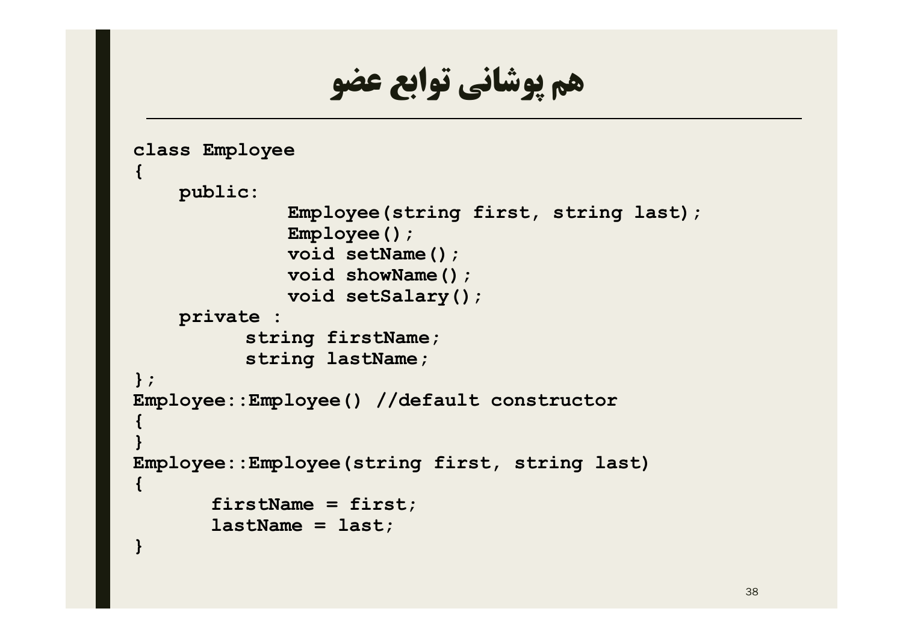# هم پوشانی توابع عضو

```
class Employee
{
    public:
             Employee(string first, string last);
             Employee();
             void setName();
             void showName();
             void setSalary();
    private :
          string firstName;
          string lastName;
};
Employee::Employee() //default constructor
{
}
Employee::Employee(string first, string last)
{
       firstName = first;
       lastName = last;
}
```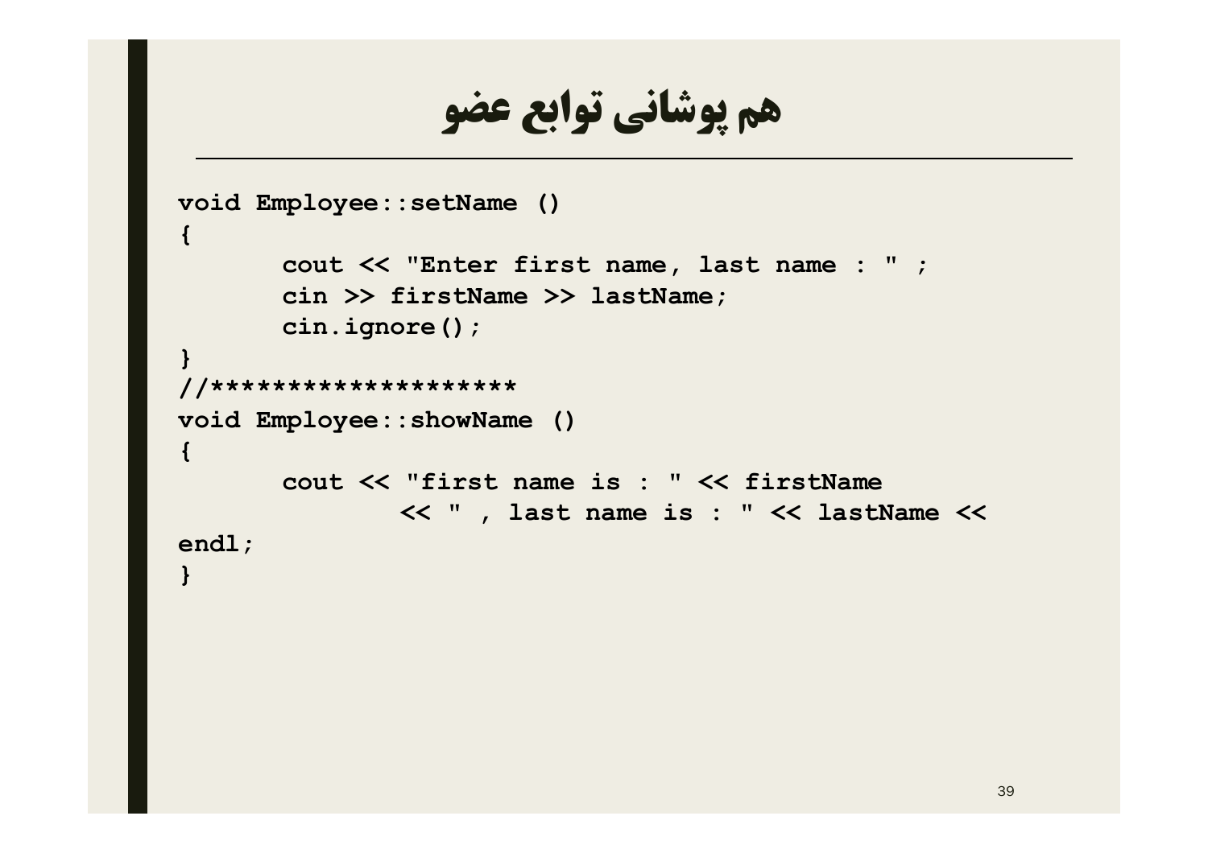# هم پوشانی توابع عضو

```
void Employee::setName ()
{
      cout << "Enter first name, last name : " ;
      cin >> firstName >> lastName;
      cin.ignore();
}
//********************
void Employee::showName ()
{
      cout << "first name is : " << firstName
              << " , last name is : " << lastName <<
endl;
}
```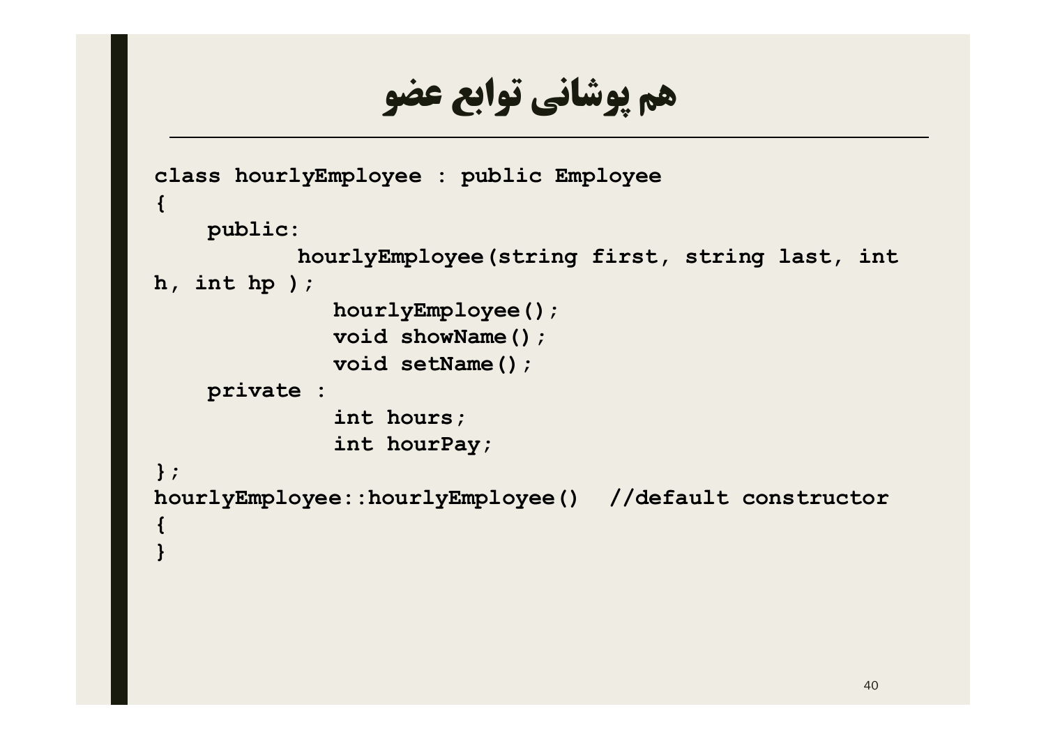# هم پوشانی توابع عضو

```
class hourlyEmployee : public Employee
{
    public:
           hourlyEmployee(string first, string last, int
h, int hp );
             hourlyEmployee();
             void showName();
             void setName();
    private :
             int hours;
             int hourPay;
};
hourlyEmployee::hourlyEmployee()  //default constructor
{
}
```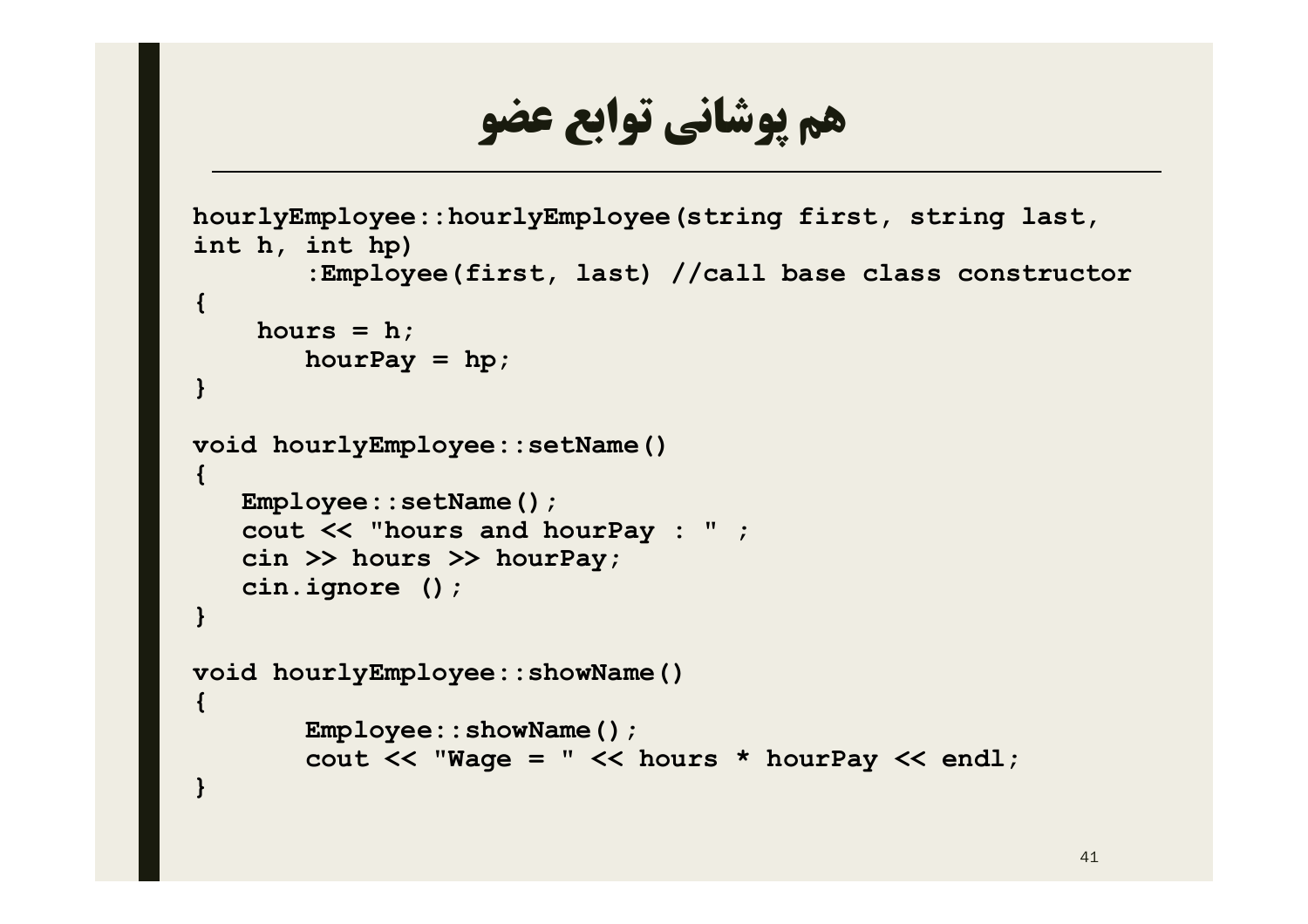# هم پوشانی توابع عضو

```
hourlyEmployee::hourlyEmployee(string first, string last,
int h, int hp)
       :Employee(first, last) //call base class constructor
{
    hours = h;
       hourPay = hp;
}

void hourlyEmployee::setName()
{
   Employee::setName();
   cout << "hours and hourPay : " ;
   cin >> hours >> hourPay;
   cin.ignore ();
}

void hourlyEmployee::showName()
{
       Employee::showName();
       cout << "Wage = " << hours * hourPay << endl;
}
```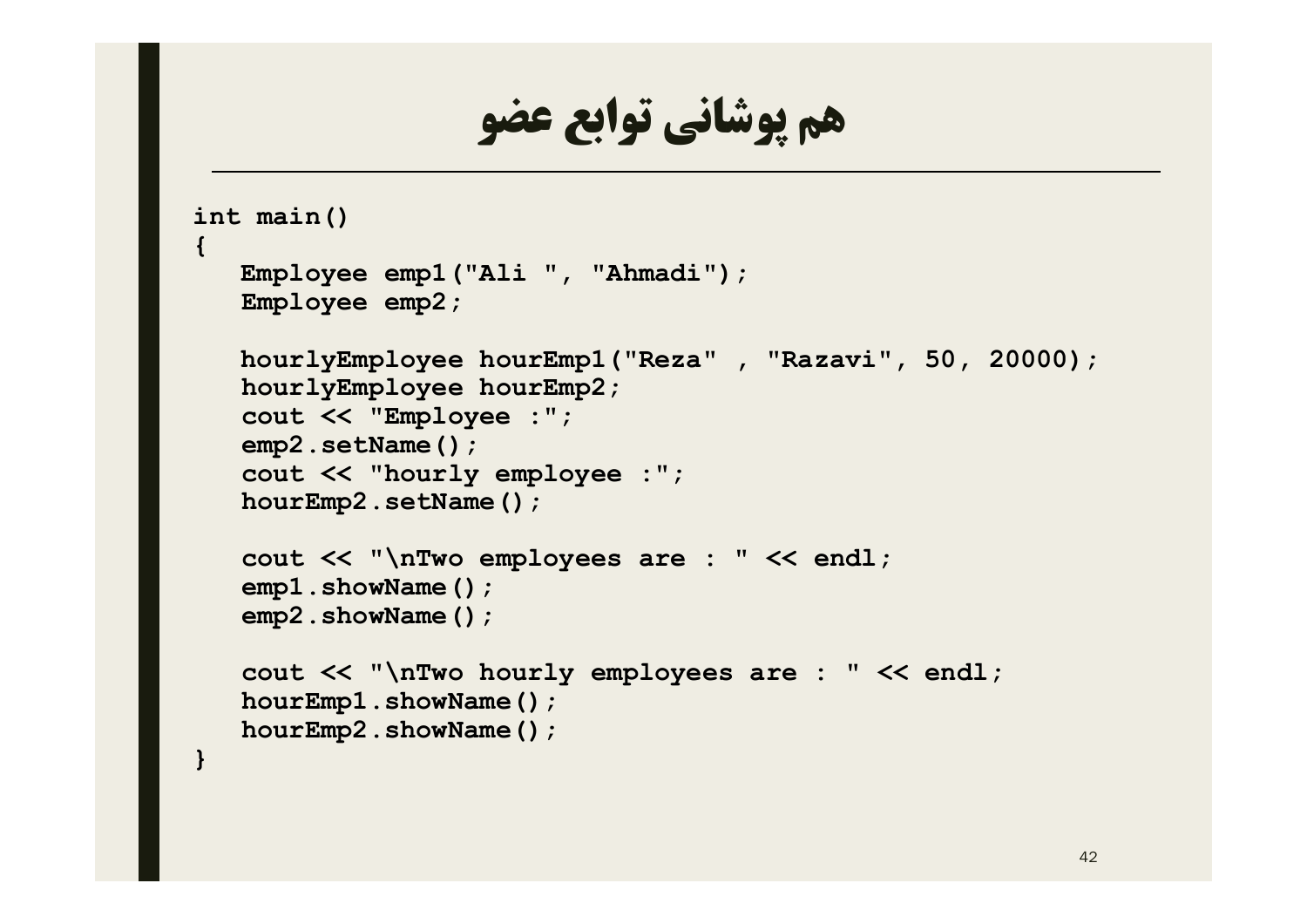# هم پوشانی توابع عضو

```
int main()
{
   Employee emp1("Ali ", "Ahmadi");
   Employee emp2;

   hourlyEmployee hourEmp1("Reza" , "Razavi", 50, 20000);
   hourlyEmployee hourEmp2;
   cout << "Employee :";
   emp2.setName();
   cout << "hourly employee :";
   hourEmp2.setName();

   cout << "\nTwo employees are : " << endl;
   emp1.showName();
   emp2.showName();

   cout << "\nTwo hourly employees are : " << endl;
   hourEmp1.showName();
   hourEmp2.showName();
}
```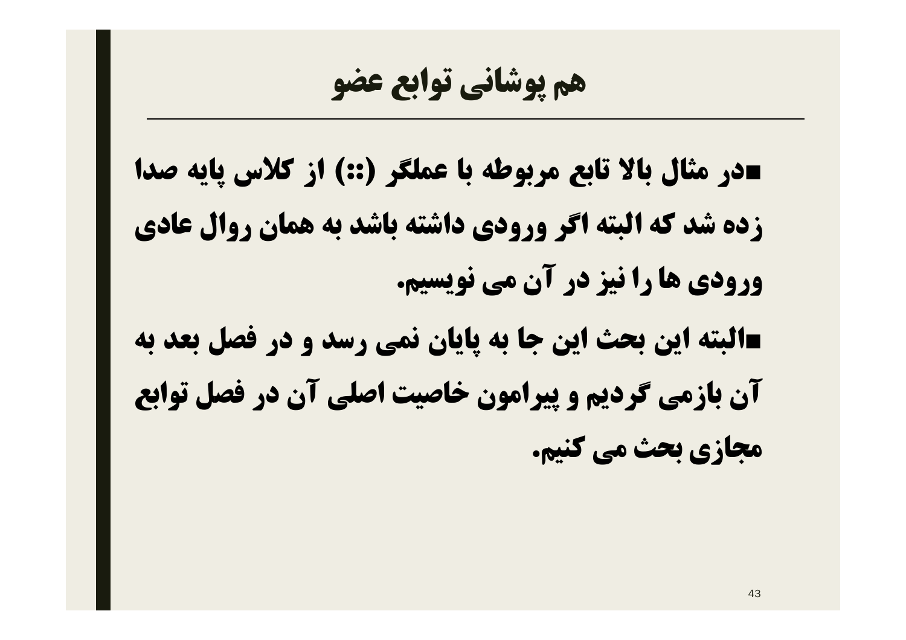# هم پوشانی توابع عضو

- در مثال بالا تابع مربوطه با عملگر (::) از کلاس پایه صدا زده شد که البته اگر ورودی داشته باشد به همان روال عادی ورودی ها را نیز در آن می نویسیم.
- البته این بحث این جا به پایان نمی رسد و در فصل بعد به آن بازمی گردیم و پیرامون خاصیت اصلی آن در فصل توابع مجازی بحث می کنیم.